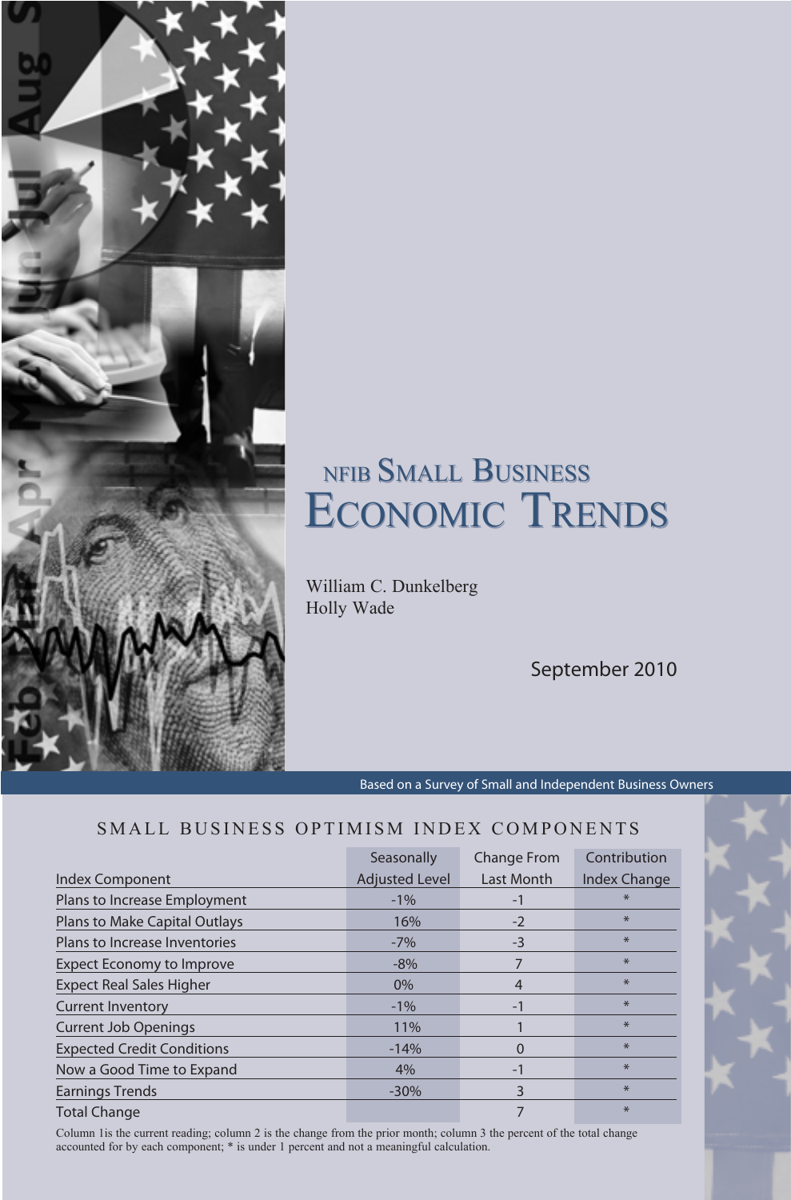# NFIB SMALL BUSINESS ECONOMIC TRENDS

William C. Dunkelberg
Holly Wade

September 2010

Based on a Survey of Small and Independent Business Owners

## SMALL BUSINESS OPTIMISM INDEX COMPONENTS

| Index Component | Seasonally Adjusted Level | Change From Last Month | Contribution Index Change |
|---|---|---|---|
| Plans to Increase Employment | -1% | -1 | * |
| Plans to Make Capital Outlays | 16% | -2 | * |
| Plans to Increase Inventories | -7% | -3 | * |
| Expect Economy to Improve | -8% | 7 | * |
| Expect Real Sales Higher | 0% | 4 | * |
| Current Inventory | -1% | -1 | * |
| Current Job Openings | 11% | 1 | * |
| Expected Credit Conditions | -14% | 0 | * |
| Now a Good Time to Expand | 4% | -1 | * |
| Earnings Trends | -30% | 3 | * |
| Total Change | | 7 | * |

Column 1is the current reading; column 2 is the change from the prior month; column 3 the percent of the total change accounted for by each component; * is under 1 percent and not a meaningful calculation.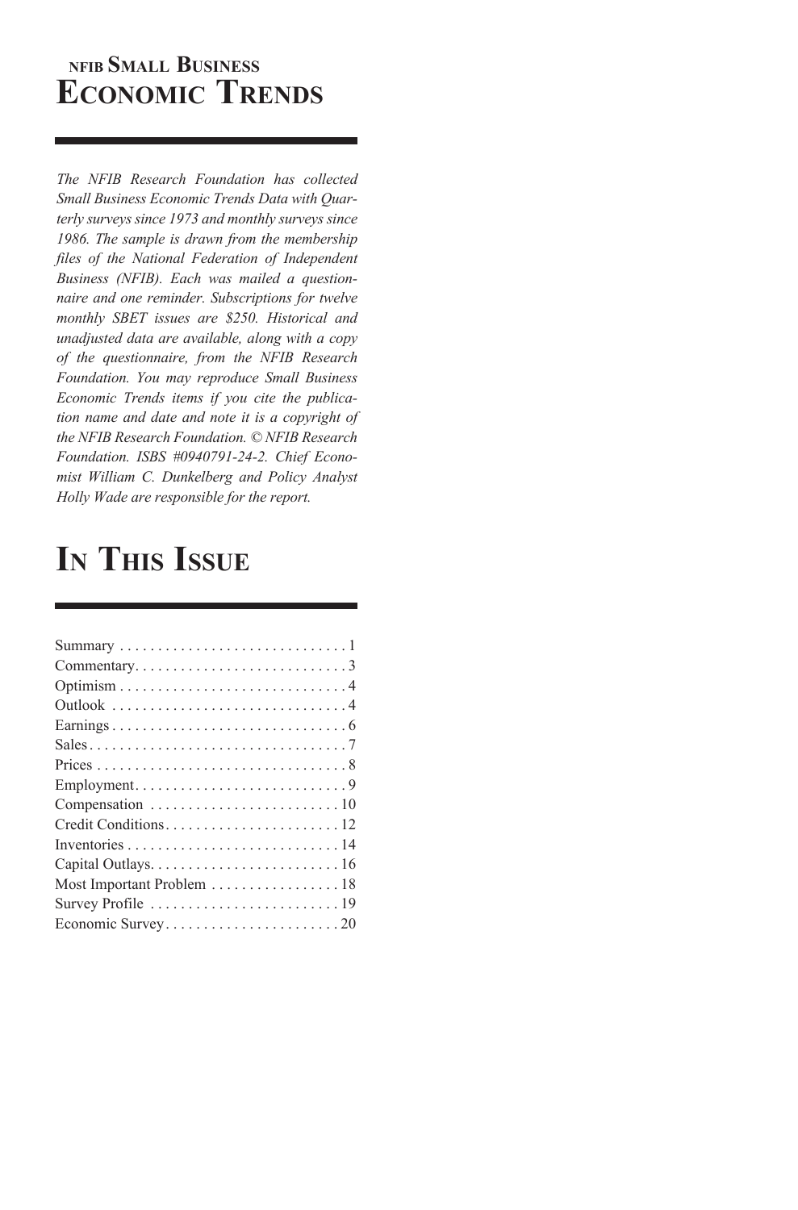# NFIB Small Business Economic Trends

*The NFIB Research Foundation has collected Small Business Economic Trends Data with Quarterly surveys since 1973 and monthly surveys since 1986. The sample is drawn from the membership files of the National Federation of Independent Business (NFIB). Each was mailed a questionnaire and one reminder. Subscriptions for twelve monthly SBET issues are $250. Historical and unadjusted data are available, along with a copy of the questionnaire, from the NFIB Research Foundation. You may reproduce Small Business Economic Trends items if you cite the publication name and date and note it is a copyright of the NFIB Research Foundation. © NFIB Research Foundation. ISBS #0940791-24-2. Chief Economist William C. Dunkelberg and Policy Analyst Holly Wade are responsible for the report.*

# In This Issue

| | |
|---|---|
| Summary | 1 |
| Commentary | 3 |
| Optimism | 4 |
| Outlook | 4 |
| Earnings | 6 |
| Sales | 7 |
| Prices | 8 |
| Employment | 9 |
| Compensation | 10 |
| Credit Conditions | 12 |
| Inventories | 14 |
| Capital Outlays | 16 |
| Most Important Problem | 18 |
| Survey Profile | 19 |
| Economic Survey | 20 |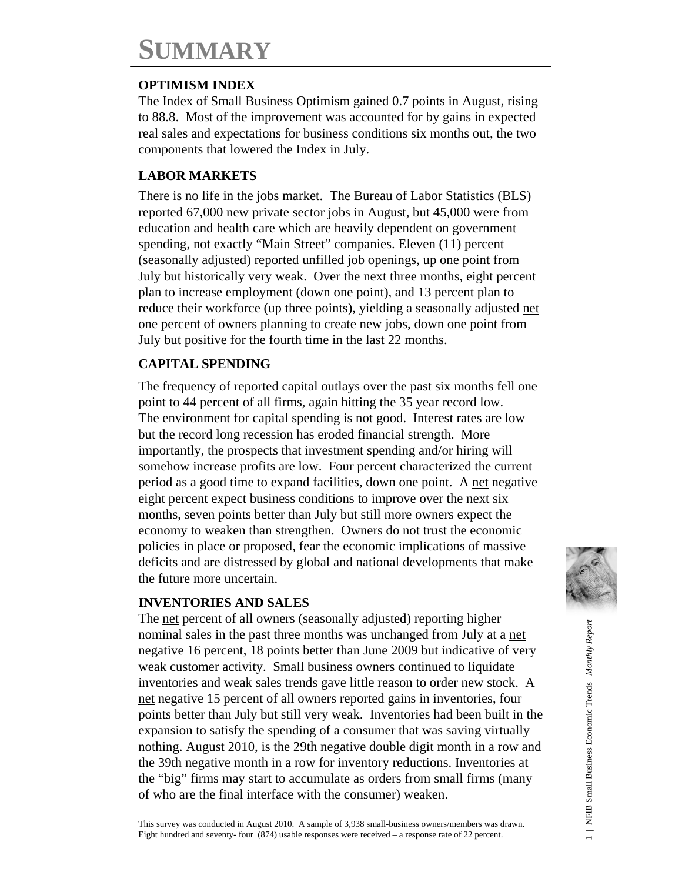# SUMMARY

## OPTIMISM INDEX

The Index of Small Business Optimism gained 0.7 points in August, rising to 88.8. Most of the improvement was accounted for by gains in expected real sales and expectations for business conditions six months out, the two components that lowered the Index in July.

## LABOR MARKETS

There is no life in the jobs market. The Bureau of Labor Statistics (BLS) reported 67,000 new private sector jobs in August, but 45,000 were from education and health care which are heavily dependent on government spending, not exactly "Main Street" companies. Eleven (11) percent (seasonally adjusted) reported unfilled job openings, up one point from July but historically very weak. Over the next three months, eight percent plan to increase employment (down one point), and 13 percent plan to reduce their workforce (up three points), yielding a seasonally adjusted net one percent of owners planning to create new jobs, down one point from July but positive for the fourth time in the last 22 months.

## CAPITAL SPENDING

The frequency of reported capital outlays over the past six months fell one point to 44 percent of all firms, again hitting the 35 year record low. The environment for capital spending is not good. Interest rates are low but the record long recession has eroded financial strength. More importantly, the prospects that investment spending and/or hiring will somehow increase profits are low. Four percent characterized the current period as a good time to expand facilities, down one point. A net negative eight percent expect business conditions to improve over the next six months, seven points better than July but still more owners expect the economy to weaken than strengthen. Owners do not trust the economic policies in place or proposed, fear the economic implications of massive deficits and are distressed by global and national developments that make the future more uncertain.

## INVENTORIES AND SALES

The net percent of all owners (seasonally adjusted) reporting higher nominal sales in the past three months was unchanged from July at a net negative 16 percent, 18 points better than June 2009 but indicative of very weak customer activity. Small business owners continued to liquidate inventories and weak sales trends gave little reason to order new stock. A net negative 15 percent of all owners reported gains in inventories, four points better than July but still very weak. Inventories had been built in the expansion to satisfy the spending of a consumer that was saving virtually nothing. August 2010, is the 29th negative double digit month in a row and the 39th negative month in a row for inventory reductions. Inventories at the "big" firms may start to accumulate as orders from small firms (many of who are the final interface with the consumer) weaken.

---

This survey was conducted in August 2010. A sample of 3,938 small-business owners/members was drawn. Eight hundred and seventy- four (874) usable responses were received – a response rate of 22 percent.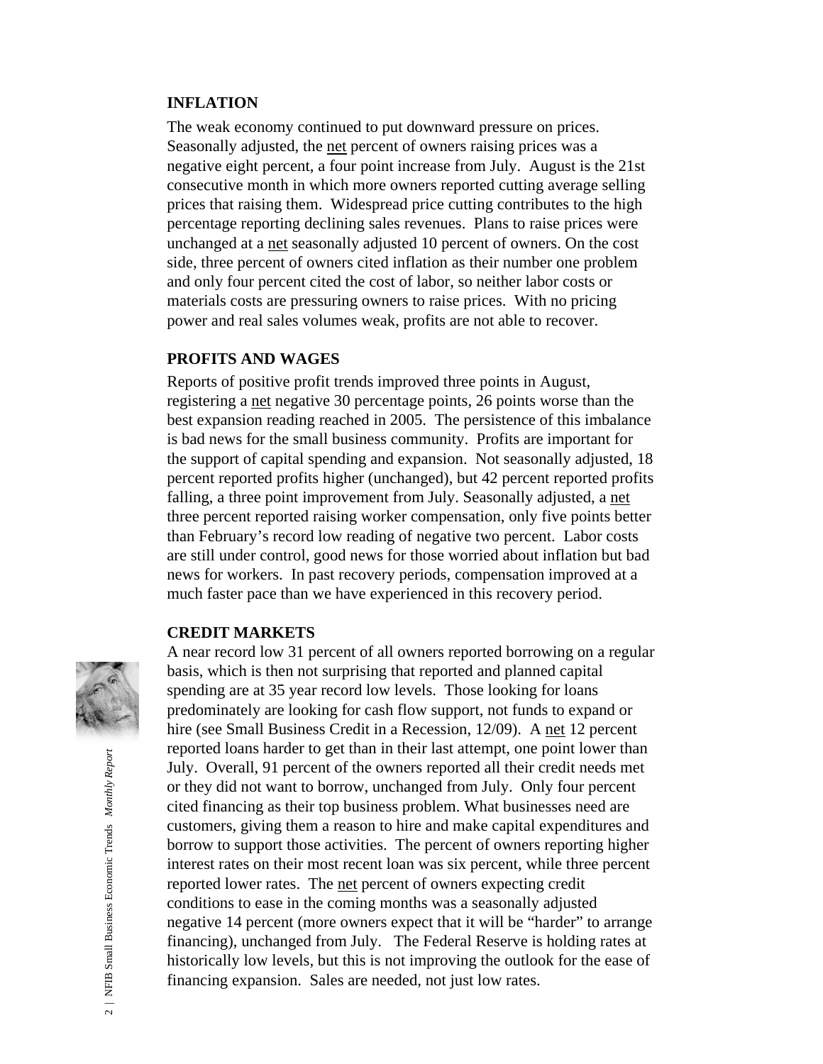## INFLATION

The weak economy continued to put downward pressure on prices. Seasonally adjusted, the net percent of owners raising prices was a negative eight percent, a four point increase from July. August is the 21st consecutive month in which more owners reported cutting average selling prices that raising them. Widespread price cutting contributes to the high percentage reporting declining sales revenues. Plans to raise prices were unchanged at a net seasonally adjusted 10 percent of owners. On the cost side, three percent of owners cited inflation as their number one problem and only four percent cited the cost of labor, so neither labor costs or materials costs are pressuring owners to raise prices. With no pricing power and real sales volumes weak, profits are not able to recover.

## PROFITS AND WAGES

Reports of positive profit trends improved three points in August, registering a net negative 30 percentage points, 26 points worse than the best expansion reading reached in 2005. The persistence of this imbalance is bad news for the small business community. Profits are important for the support of capital spending and expansion. Not seasonally adjusted, 18 percent reported profits higher (unchanged), but 42 percent reported profits falling, a three point improvement from July. Seasonally adjusted, a net three percent reported raising worker compensation, only five points better than February's record low reading of negative two percent. Labor costs are still under control, good news for those worried about inflation but bad news for workers. In past recovery periods, compensation improved at a much faster pace than we have experienced in this recovery period.

## CREDIT MARKETS

A near record low 31 percent of all owners reported borrowing on a regular basis, which is then not surprising that reported and planned capital spending are at 35 year record low levels. Those looking for loans predominately are looking for cash flow support, not funds to expand or hire (see Small Business Credit in a Recession, 12/09). A net 12 percent reported loans harder to get than in their last attempt, one point lower than July. Overall, 91 percent of the owners reported all their credit needs met or they did not want to borrow, unchanged from July. Only four percent cited financing as their top business problem. What businesses need are customers, giving them a reason to hire and make capital expenditures and borrow to support those activities. The percent of owners reporting higher interest rates on their most recent loan was six percent, while three percent reported lower rates. The net percent of owners expecting credit conditions to ease in the coming months was a seasonally adjusted negative 14 percent (more owners expect that it will be "harder" to arrange financing), unchanged from July. The Federal Reserve is holding rates at historically low levels, but this is not improving the outlook for the ease of financing expansion. Sales are needed, not just low rates.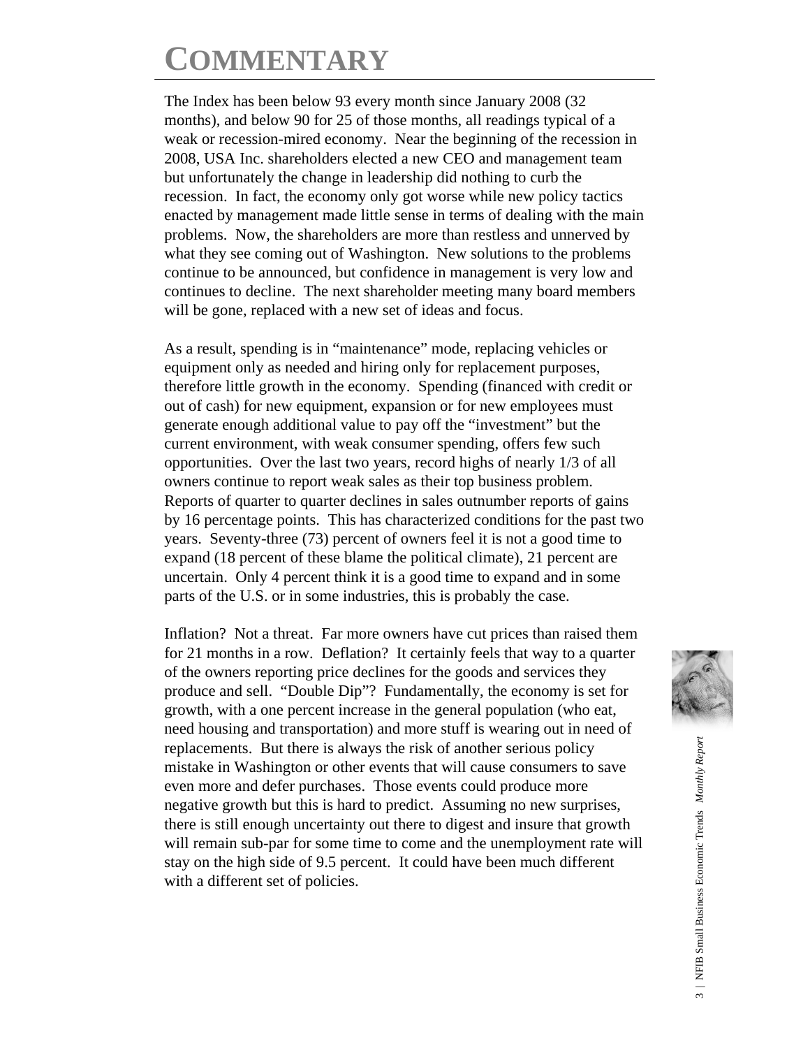# COMMENTARY

The Index has been below 93 every month since January 2008 (32 months), and below 90 for 25 of those months, all readings typical of a weak or recession-mired economy. Near the beginning of the recession in 2008, USA Inc. shareholders elected a new CEO and management team but unfortunately the change in leadership did nothing to curb the recession. In fact, the economy only got worse while new policy tactics enacted by management made little sense in terms of dealing with the main problems. Now, the shareholders are more than restless and unnerved by what they see coming out of Washington. New solutions to the problems continue to be announced, but confidence in management is very low and continues to decline. The next shareholder meeting many board members will be gone, replaced with a new set of ideas and focus.

As a result, spending is in "maintenance" mode, replacing vehicles or equipment only as needed and hiring only for replacement purposes, therefore little growth in the economy. Spending (financed with credit or out of cash) for new equipment, expansion or for new employees must generate enough additional value to pay off the "investment" but the current environment, with weak consumer spending, offers few such opportunities. Over the last two years, record highs of nearly 1/3 of all owners continue to report weak sales as their top business problem. Reports of quarter to quarter declines in sales outnumber reports of gains by 16 percentage points. This has characterized conditions for the past two years. Seventy-three (73) percent of owners feel it is not a good time to expand (18 percent of these blame the political climate), 21 percent are uncertain. Only 4 percent think it is a good time to expand and in some parts of the U.S. or in some industries, this is probably the case.

Inflation? Not a threat. Far more owners have cut prices than raised them for 21 months in a row. Deflation? It certainly feels that way to a quarter of the owners reporting price declines for the goods and services they produce and sell. "Double Dip"? Fundamentally, the economy is set for growth, with a one percent increase in the general population (who eat, need housing and transportation) and more stuff is wearing out in need of replacements. But there is always the risk of another serious policy mistake in Washington or other events that will cause consumers to save even more and defer purchases. Those events could produce more negative growth but this is hard to predict. Assuming no new surprises, there is still enough uncertainty out there to digest and insure that growth will remain sub-par for some time to come and the unemployment rate will stay on the high side of 9.5 percent. It could have been much different with a different set of policies.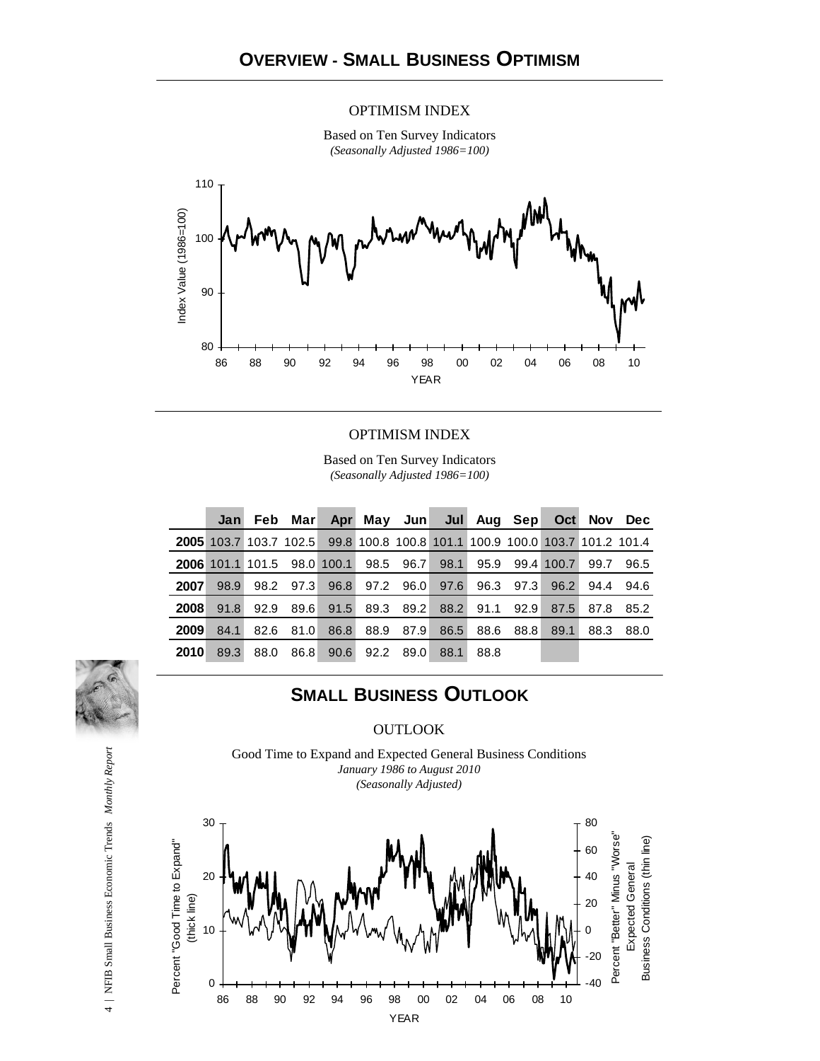# Overview - Small Business Optimism

OPTIMISM INDEX

Based on Ten Survey Indicators
*(Seasonally Adjusted 1986=100)*

OPTIMISM INDEX

Based on Ten Survey Indicators
*(Seasonally Adjusted 1986=100)*

| | Jan | Feb | Mar | Apr | May | Jun | Jul | Aug | Sep | Oct | Nov | Dec |
|---|---|---|---|---|---|---|---|---|---|---|---|---|
| **2005** | 103.7 | 103.7 | 102.5 | 99.8 | 100.8 | 100.8 | 101.1 | 100.9 | 100.0 | 103.7 | 101.2 | 101.4 |
| **2006** | 101.1 | 101.5 | 98.0 | 100.1 | 98.5 | 96.7 | 98.1 | 95.9 | 99.4 | 100.7 | 99.7 | 96.5 |
| **2007** | 98.9 | 98.2 | 97.3 | 96.8 | 97.2 | 96.0 | 97.6 | 96.3 | 97.3 | 96.2 | 94.4 | 94.6 |
| **2008** | 91.8 | 92.9 | 89.6 | 91.5 | 89.3 | 89.2 | 88.2 | 91.1 | 92.9 | 87.5 | 87.8 | 85.2 |
| **2009** | 84.1 | 82.6 | 81.0 | 86.8 | 88.9 | 87.9 | 86.5 | 88.6 | 88.8 | 89.1 | 88.3 | 88.0 |
| **2010** | 89.3 | 88.0 | 86.8 | 90.6 | 92.2 | 89.0 | 88.1 | 88.8 | | | | |

# Small Business Outlook

OUTLOOK

Good Time to Expand and Expected General Business Conditions
*January 1986 to August 2010*
*(Seasonally Adjusted)*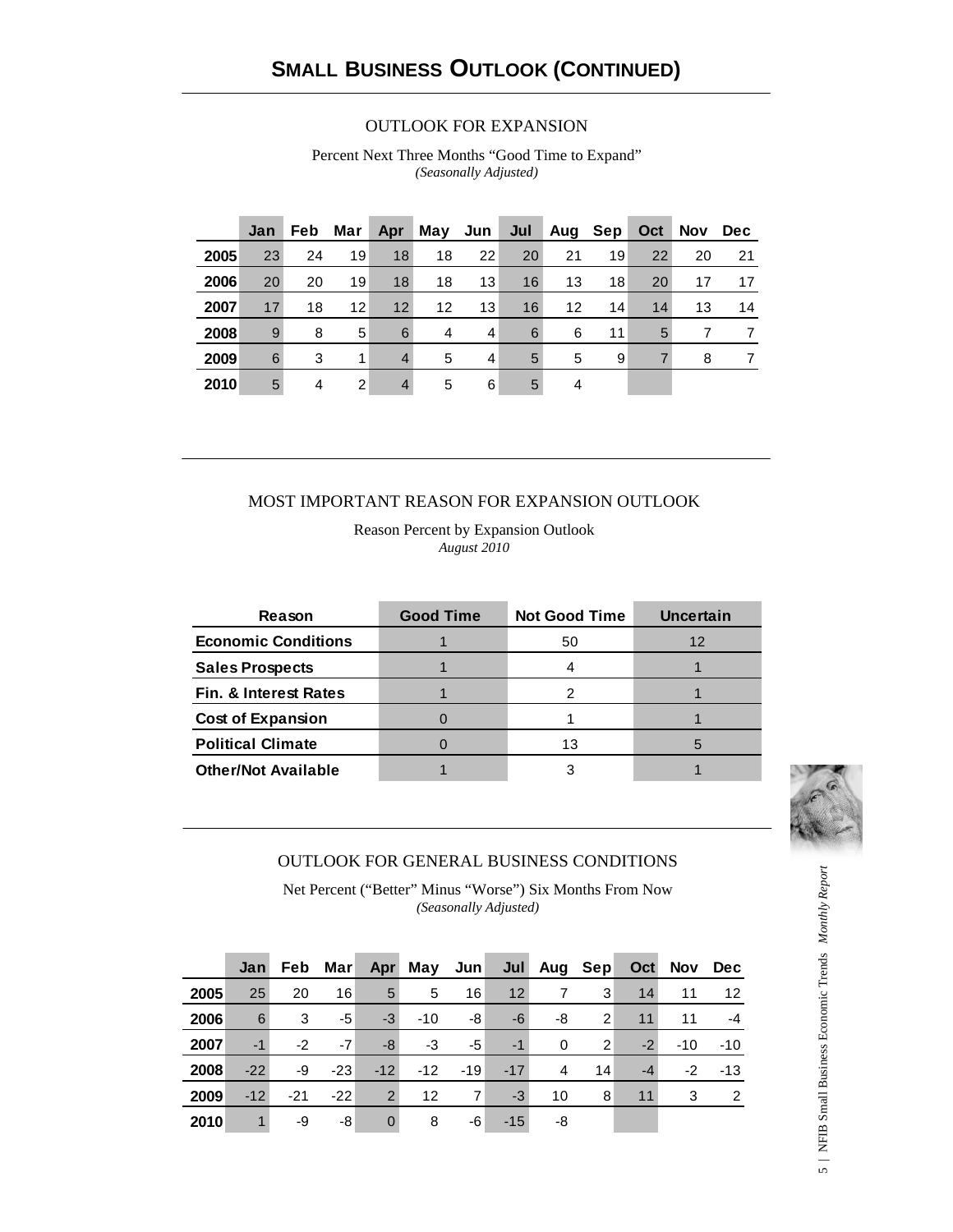# SMALL BUSINESS OUTLOOK (CONTINUED)

## OUTLOOK FOR EXPANSION

Percent Next Three Months "Good Time to Expand"
*(Seasonally Adjusted)*

| | Jan | Feb | Mar | Apr | May | Jun | Jul | Aug | Sep | Oct | Nov | Dec |
|---|---|---|---|---|---|---|---|---|---|---|---|---|
| **2005** | 23 | 24 | 19 | 18 | 18 | 22 | 20 | 21 | 19 | 22 | 20 | 21 |
| **2006** | 20 | 20 | 19 | 18 | 18 | 13 | 16 | 13 | 18 | 20 | 17 | 17 |
| **2007** | 17 | 18 | 12 | 12 | 12 | 13 | 16 | 12 | 14 | 14 | 13 | 14 |
| **2008** | 9 | 8 | 5 | 6 | 4 | 4 | 6 | 6 | 11 | 5 | 7 | 7 |
| **2009** | 6 | 3 | 1 | 4 | 5 | 4 | 5 | 5 | 9 | 7 | 8 | 7 |
| **2010** | 5 | 4 | 2 | 4 | 5 | 6 | 5 | 4 | | | | |

## MOST IMPORTANT REASON FOR EXPANSION OUTLOOK

Reason Percent by Expansion Outlook
*August 2010*

| Reason | Good Time | Not Good Time | Uncertain |
|---|---|---|---|
| **Economic Conditions** | 1 | 50 | 12 |
| **Sales Prospects** | 1 | 4 | 1 |
| **Fin. & Interest Rates** | 1 | 2 | 1 |
| **Cost of Expansion** | 0 | 1 | 1 |
| **Political Climate** | 0 | 13 | 5 |
| **Other/Not Available** | 1 | 3 | 1 |

## OUTLOOK FOR GENERAL BUSINESS CONDITIONS

Net Percent ("Better" Minus "Worse") Six Months From Now
*(Seasonally Adjusted)*

| | Jan | Feb | Mar | Apr | May | Jun | Jul | Aug | Sep | Oct | Nov | Dec |
|---|---|---|---|---|---|---|---|---|---|---|---|---|
| **2005** | 25 | 20 | 16 | 5 | 5 | 16 | 12 | 7 | 3 | 14 | 11 | 12 |
| **2006** | 6 | 3 | -5 | -3 | -10 | -8 | -6 | -8 | 2 | 11 | 11 | -4 |
| **2007** | -1 | -2 | -7 | -8 | -3 | -5 | -1 | 0 | 2 | -2 | -10 | -10 |
| **2008** | -22 | -9 | -23 | -12 | -12 | -19 | -17 | 4 | 14 | -4 | -2 | -13 |
| **2009** | -12 | -21 | -22 | 2 | 12 | 7 | -3 | 10 | 8 | 11 | 3 | 2 |
| **2010** | 1 | -9 | -8 | 0 | 8 | -6 | -15 | -8 | | | | |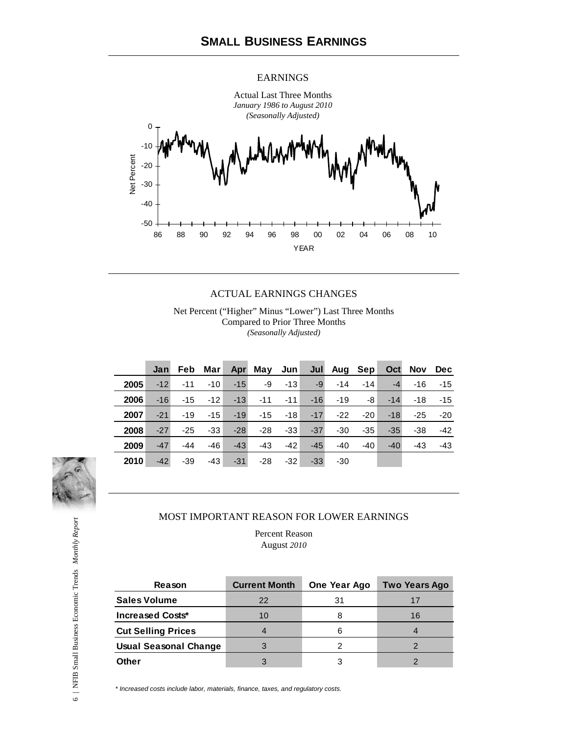# SMALL BUSINESS EARNINGS

## EARNINGS

Actual Last Three Months
*January 1986 to August 2010*
*(Seasonally Adjusted)*

## ACTUAL EARNINGS CHANGES

Net Percent ("Higher" Minus "Lower") Last Three Months
Compared to Prior Three Months
*(Seasonally Adjusted)*

| | Jan | Feb | Mar | Apr | May | Jun | Jul | Aug | Sep | Oct | Nov | Dec |
|---|---|---|---|---|---|---|---|---|---|---|---|---|
| **2005** | -12 | -11 | -10 | -15 | -9 | -13 | -9 | -14 | -14 | -4 | -16 | -15 |
| **2006** | -16 | -15 | -12 | -13 | -11 | -11 | -16 | -19 | -8 | -14 | -18 | -15 |
| **2007** | -21 | -19 | -15 | -19 | -15 | -18 | -17 | -22 | -20 | -18 | -25 | -20 |
| **2008** | -27 | -25 | -33 | -28 | -28 | -33 | -37 | -30 | -35 | -35 | -38 | -42 |
| **2009** | -47 | -44 | -46 | -43 | -43 | -42 | -45 | -40 | -40 | -40 | -43 | -43 |
| **2010** | -42 | -39 | -43 | -31 | -28 | -32 | -33 | -30 | | | | |

## MOST IMPORTANT REASON FOR LOWER EARNINGS

Percent Reason
August *2010*

| Reason | Current Month | One Year Ago | Two Years Ago |
|---|---|---|---|
| **Sales Volume** | 22 | 31 | 17 |
| **Increased Costs*** | 10 | 8 | 16 |
| **Cut Selling Prices** | 4 | 6 | 4 |
| **Usual Seasonal Change** | 3 | 2 | 2 |
| **Other** | 3 | 3 | 2 |

*\* Increased costs include labor, materials, finance, taxes, and regulatory costs.*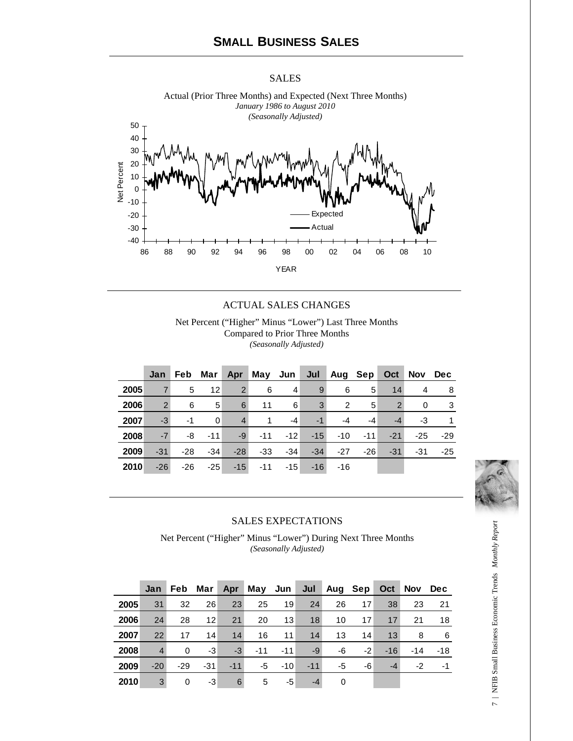# SMALL BUSINESS SALES

SALES

Actual (Prior Three Months) and Expected (Next Three Months)
*January 1986 to August 2010*
*(Seasonally Adjusted)*

## ACTUAL SALES CHANGES

Net Percent ("Higher" Minus "Lower") Last Three Months
Compared to Prior Three Months
*(Seasonally Adjusted)*

| | Jan | Feb | Mar | Apr | May | Jun | Jul | Aug | Sep | Oct | Nov | Dec |
|---|---|---|---|---|---|---|---|---|---|---|---|---|
| **2005** | 7 | 5 | 12 | 2 | 6 | 4 | 9 | 6 | 5 | 14 | 4 | 8 |
| **2006** | 2 | 6 | 5 | 6 | 11 | 6 | 3 | 2 | 5 | 2 | 0 | 3 |
| **2007** | -3 | -1 | 0 | 4 | 1 | -4 | -1 | -4 | -4 | -4 | -3 | 1 |
| **2008** | -7 | -8 | -11 | -9 | -11 | -12 | -15 | -10 | -11 | -21 | -25 | -29 |
| **2009** | -31 | -28 | -34 | -28 | -33 | -34 | -34 | -27 | -26 | -31 | -31 | -25 |
| **2010** | -26 | -26 | -25 | -15 | -11 | -15 | -16 | -16 | | | | |

## SALES EXPECTATIONS

Net Percent ("Higher" Minus "Lower") During Next Three Months
*(Seasonally Adjusted)*

| | Jan | Feb | Mar | Apr | May | Jun | Jul | Aug | Sep | Oct | Nov | Dec |
|---|---|---|---|---|---|---|---|---|---|---|---|---|
| **2005** | 31 | 32 | 26 | 23 | 25 | 19 | 24 | 26 | 17 | 38 | 23 | 21 |
| **2006** | 24 | 28 | 12 | 21 | 20 | 13 | 18 | 10 | 17 | 17 | 21 | 18 |
| **2007** | 22 | 17 | 14 | 14 | 16 | 11 | 14 | 13 | 14 | 13 | 8 | 6 |
| **2008** | 4 | 0 | -3 | -3 | -11 | -11 | -9 | -6 | -2 | -16 | -14 | -18 |
| **2009** | -20 | -29 | -31 | -11 | -5 | -10 | -11 | -5 | -6 | -4 | -2 | -1 |
| **2010** | 3 | 0 | -3 | 6 | 5 | -5 | -4 | 0 | | | | |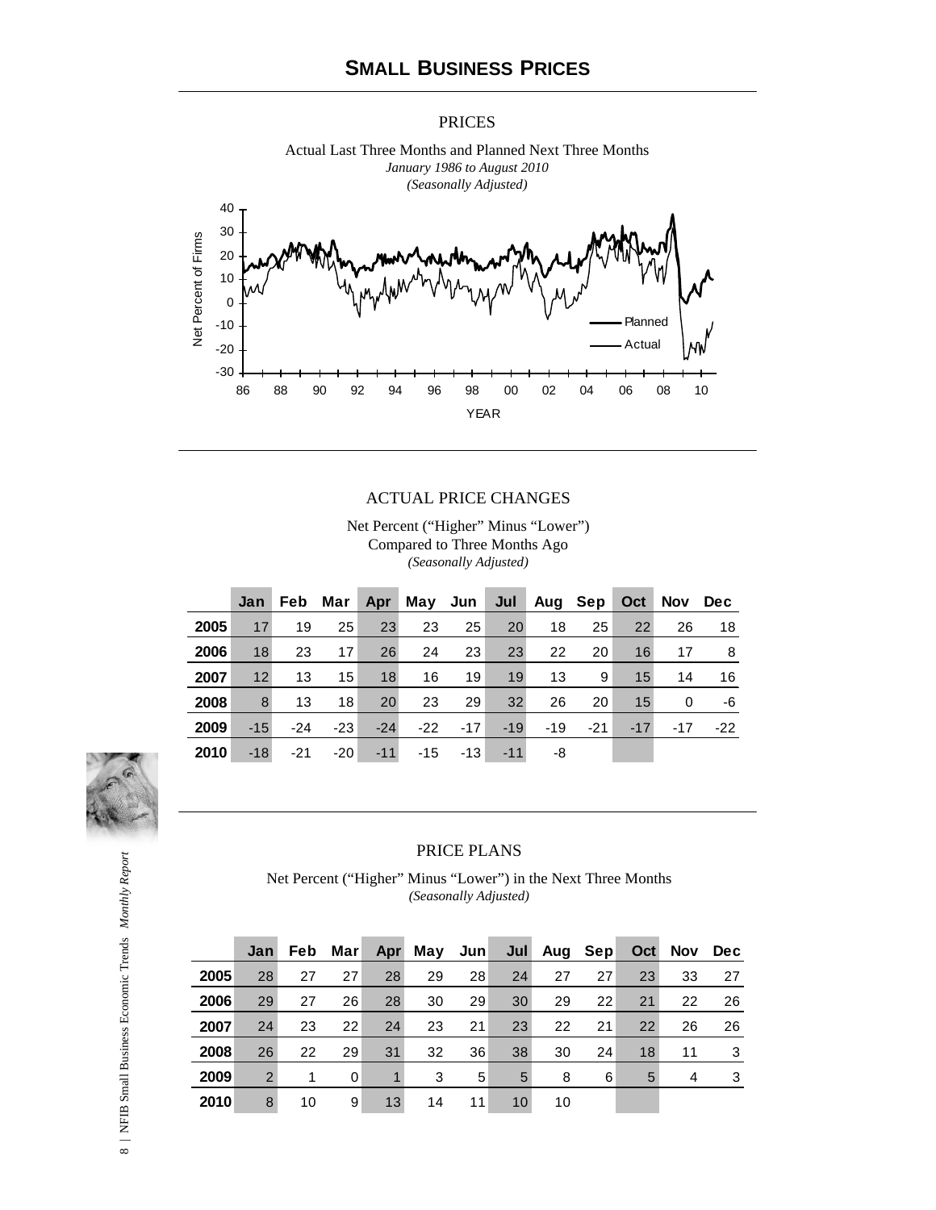# SMALL BUSINESS PRICES

## PRICES

Actual Last Three Months and Planned Next Three Months

*January 1986 to August 2010*

*(Seasonally Adjusted)*

## ACTUAL PRICE CHANGES

Net Percent (“Higher” Minus “Lower”)
Compared to Three Months Ago

*(Seasonally Adjusted)*

| | Jan | Feb | Mar | Apr | May | Jun | Jul | Aug | Sep | Oct | Nov | Dec |
|---|---|---|---|---|---|---|---|---|---|---|---|---|
| **2005** | 17 | 19 | 25 | 23 | 23 | 25 | 20 | 18 | 25 | 22 | 26 | 18 |
| **2006** | 18 | 23 | 17 | 26 | 24 | 23 | 23 | 22 | 20 | 16 | 17 | 8 |
| **2007** | 12 | 13 | 15 | 18 | 16 | 19 | 19 | 13 | 9 | 15 | 14 | 16 |
| **2008** | 8 | 13 | 18 | 20 | 23 | 29 | 32 | 26 | 20 | 15 | 0 | -6 |
| **2009** | -15 | -24 | -23 | -24 | -22 | -17 | -19 | -19 | -21 | -17 | -17 | -22 |
| **2010** | -18 | -21 | -20 | -11 | -15 | -13 | -11 | -8 | | | | |

## PRICE PLANS

Net Percent (“Higher” Minus “Lower”) in the Next Three Months

*(Seasonally Adjusted)*

| | Jan | Feb | Mar | Apr | May | Jun | Jul | Aug | Sep | Oct | Nov | Dec |
|---|---|---|---|---|---|---|---|---|---|---|---|---|
| **2005** | 28 | 27 | 27 | 28 | 29 | 28 | 24 | 27 | 27 | 23 | 33 | 27 |
| **2006** | 29 | 27 | 26 | 28 | 30 | 29 | 30 | 29 | 22 | 21 | 22 | 26 |
| **2007** | 24 | 23 | 22 | 24 | 23 | 21 | 23 | 22 | 21 | 22 | 26 | 26 |
| **2008** | 26 | 22 | 29 | 31 | 32 | 36 | 38 | 30 | 24 | 18 | 11 | 3 |
| **2009** | 2 | 1 | 0 | 1 | 3 | 5 | 5 | 8 | 6 | 5 | 4 | 3 |
| **2010** | 8 | 10 | 9 | 13 | 14 | 11 | 10 | 10 | | | | |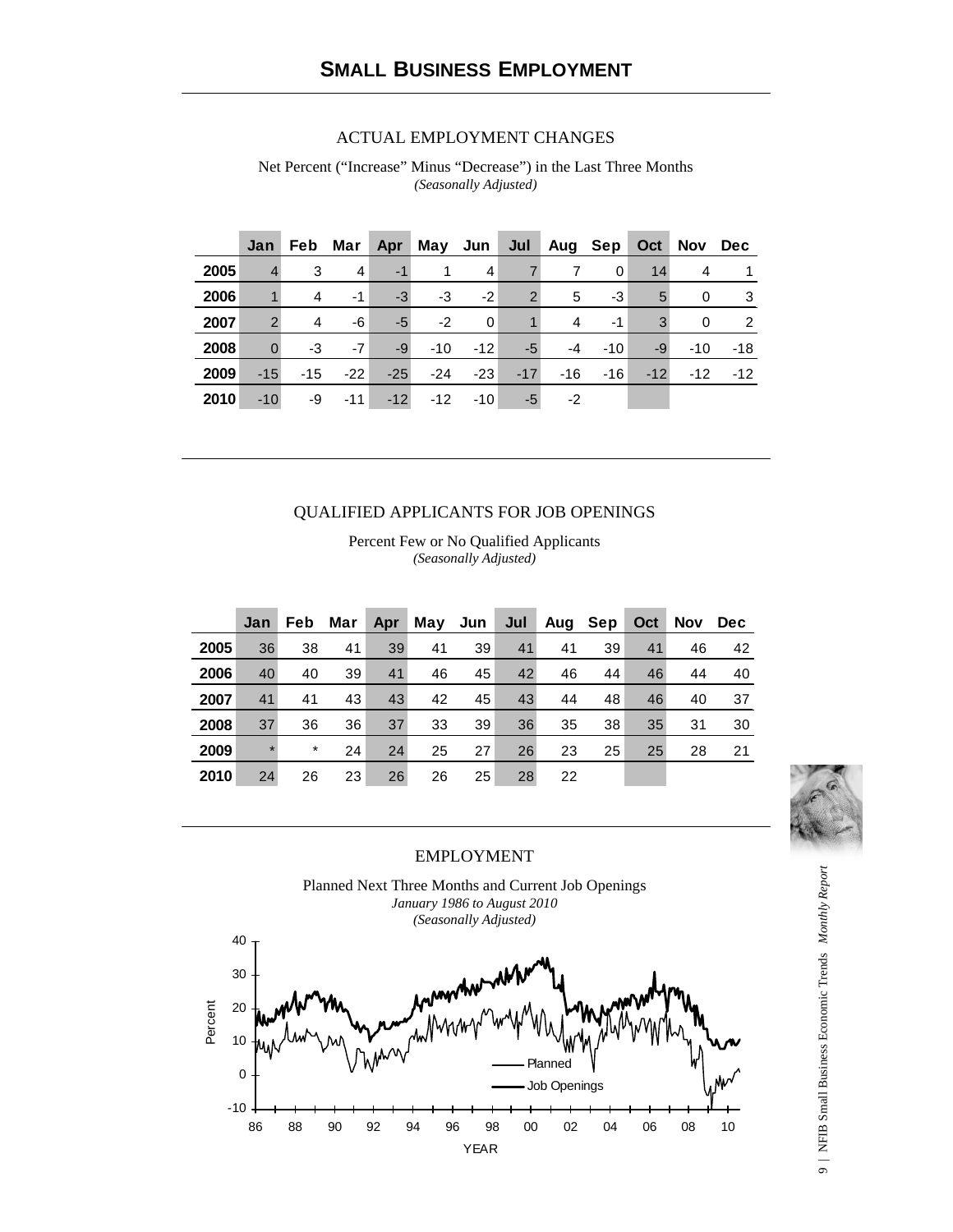# SMALL BUSINESS EMPLOYMENT

## ACTUAL EMPLOYMENT CHANGES

Net Percent (“Increase” Minus “Decrease”) in the Last Three Months
*(Seasonally Adjusted)*

| | Jan | Feb | Mar | Apr | May | Jun | Jul | Aug | Sep | Oct | Nov | Dec |
|---|---|---|---|---|---|---|---|---|---|---|---|---|
| 2005 | 4 | 3 | 4 | -1 | 1 | 4 | 7 | 7 | 0 | 14 | 4 | 1 |
| 2006 | 1 | 4 | -1 | -3 | -3 | -2 | 2 | 5 | -3 | 5 | 0 | 3 |
| 2007 | 2 | 4 | -6 | -5 | -2 | 0 | 1 | 4 | -1 | 3 | 0 | 2 |
| 2008 | 0 | -3 | -7 | -9 | -10 | -12 | -5 | -4 | -10 | -9 | -10 | -18 |
| 2009 | -15 | -15 | -22 | -25 | -24 | -23 | -17 | -16 | -16 | -12 | -12 | -12 |
| 2010 | -10 | -9 | -11 | -12 | -12 | -10 | -5 | -2 | | | | |

## QUALIFIED APPLICANTS FOR JOB OPENINGS

Percent Few or No Qualified Applicants
*(Seasonally Adjusted)*

| | Jan | Feb | Mar | Apr | May | Jun | Jul | Aug | Sep | Oct | Nov | Dec |
|---|---|---|---|---|---|---|---|---|---|---|---|---|
| 2005 | 36 | 38 | 41 | 39 | 41 | 39 | 41 | 41 | 39 | 41 | 46 | 42 |
| 2006 | 40 | 40 | 39 | 41 | 46 | 45 | 42 | 46 | 44 | 46 | 44 | 40 |
| 2007 | 41 | 41 | 43 | 43 | 42 | 45 | 43 | 44 | 48 | 46 | 40 | 37 |
| 2008 | 37 | 36 | 36 | 37 | 33 | 39 | 36 | 35 | 38 | 35 | 31 | 30 |
| 2009 | * | * | 24 | 24 | 25 | 27 | 26 | 23 | 25 | 25 | 28 | 21 |
| 2010 | 24 | 26 | 23 | 26 | 26 | 25 | 28 | 22 | | | | |

## EMPLOYMENT

Planned Next Three Months and Current Job Openings
*January 1986 to August 2010*
*(Seasonally Adjusted)*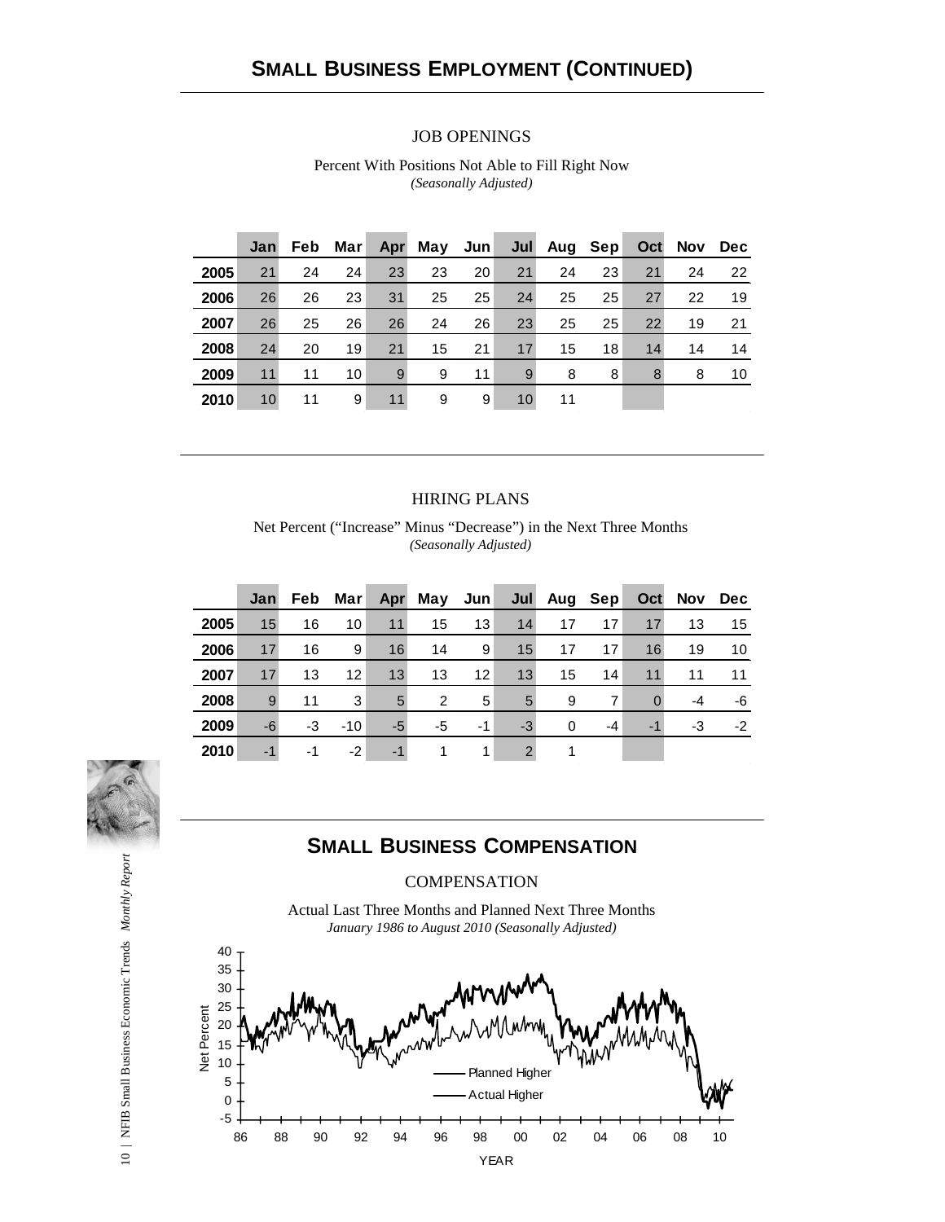## SMALL BUSINESS EMPLOYMENT (CONTINUED)

### JOB OPENINGS

Percent With Positions Not Able to Fill Right Now
*(Seasonally Adjusted)*

| | Jan | Feb | Mar | Apr | May | Jun | Jul | Aug | Sep | Oct | Nov | Dec |
|---|---|---|---|---|---|---|---|---|---|---|---|---|
| 2005 | 21 | 24 | 24 | 23 | 23 | 20 | 21 | 24 | 23 | 21 | 24 | 22 |
| 2006 | 26 | 26 | 23 | 31 | 25 | 25 | 24 | 25 | 25 | 27 | 22 | 19 |
| 2007 | 26 | 25 | 26 | 26 | 24 | 26 | 23 | 25 | 25 | 22 | 19 | 21 |
| 2008 | 24 | 20 | 19 | 21 | 15 | 21 | 17 | 15 | 18 | 14 | 14 | 14 |
| 2009 | 11 | 11 | 10 | 9 | 9 | 11 | 9 | 8 | 8 | 8 | 8 | 10 |
| 2010 | 10 | 11 | 9 | 11 | 9 | 9 | 10 | 11 | | | | |

### HIRING PLANS

Net Percent ("Increase" Minus "Decrease") in the Next Three Months
*(Seasonally Adjusted)*

| | Jan | Feb | Mar | Apr | May | Jun | Jul | Aug | Sep | Oct | Nov | Dec |
|---|---|---|---|---|---|---|---|---|---|---|---|---|
| 2005 | 15 | 16 | 10 | 11 | 15 | 13 | 14 | 17 | 17 | 17 | 13 | 15 |
| 2006 | 17 | 16 | 9 | 16 | 14 | 9 | 15 | 17 | 17 | 16 | 19 | 10 |
| 2007 | 17 | 13 | 12 | 13 | 13 | 12 | 13 | 15 | 14 | 11 | 11 | 11 |
| 2008 | 9 | 11 | 3 | 5 | 2 | 5 | 5 | 9 | 7 | 0 | -4 | -6 |
| 2009 | -6 | -3 | -10 | -5 | -5 | -1 | -3 | 0 | -4 | -1 | -3 | -2 |
| 2010 | -1 | -1 | -2 | -1 | 1 | 1 | 2 | 1 | | | | |

## SMALL BUSINESS COMPENSATION

### COMPENSATION

Actual Last Three Months and Planned Next Three Months
*January 1986 to August 2010 (Seasonally Adjusted)*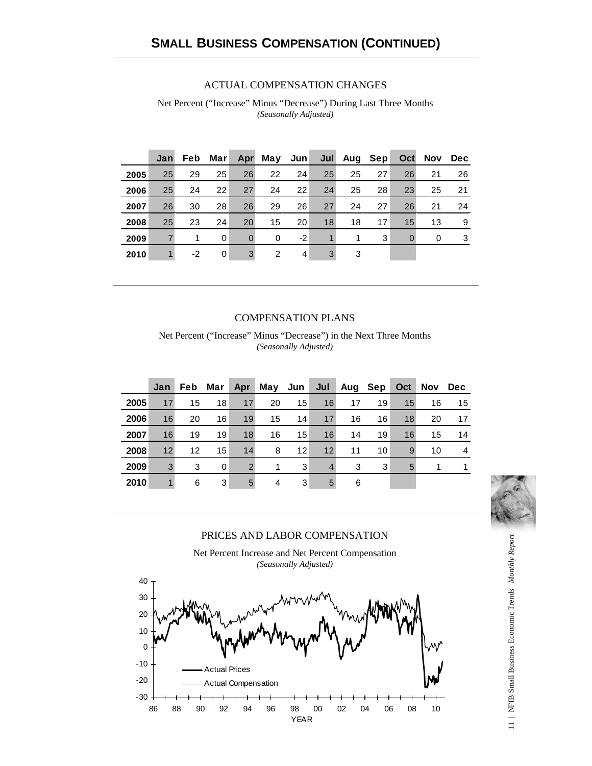# SMALL BUSINESS COMPENSATION (CONTINUED)

## ACTUAL COMPENSATION CHANGES

Net Percent (“Increase” Minus “Decrease”) During Last Three Months
*(Seasonally Adjusted)*

| | Jan | Feb | Mar | Apr | May | Jun | Jul | Aug | Sep | Oct | Nov | Dec |
|---|---|---|---|---|---|---|---|---|---|---|---|---|
| 2005 | 25 | 29 | 25 | 26 | 22 | 24 | 25 | 25 | 27 | 26 | 21 | 26 |
| 2006 | 25 | 24 | 22 | 27 | 24 | 22 | 24 | 25 | 28 | 23 | 25 | 21 |
| 2007 | 26 | 30 | 28 | 26 | 29 | 26 | 27 | 24 | 27 | 26 | 21 | 24 |
| 2008 | 25 | 23 | 24 | 20 | 15 | 20 | 18 | 18 | 17 | 15 | 13 | 9 |
| 2009 | 7 | 1 | 0 | 0 | 0 | -2 | 1 | 1 | 3 | 0 | 0 | 3 |
| 2010 | 1 | -2 | 0 | 3 | 2 | 4 | 3 | 3 | | | | |

## COMPENSATION PLANS

Net Percent (“Increase” Minus “Decrease”) in the Next Three Months
*(Seasonally Adjusted)*

| | Jan | Feb | Mar | Apr | May | Jun | Jul | Aug | Sep | Oct | Nov | Dec |
|---|---|---|---|---|---|---|---|---|---|---|---|---|
| 2005 | 17 | 15 | 18 | 17 | 20 | 15 | 16 | 17 | 19 | 15 | 16 | 15 |
| 2006 | 16 | 20 | 16 | 19 | 15 | 14 | 17 | 16 | 16 | 18 | 20 | 17 |
| 2007 | 16 | 19 | 19 | 18 | 16 | 15 | 16 | 14 | 19 | 16 | 15 | 14 |
| 2008 | 12 | 12 | 15 | 14 | 8 | 12 | 12 | 11 | 10 | 9 | 10 | 4 |
| 2009 | 3 | 3 | 0 | 2 | 1 | 3 | 4 | 3 | 3 | 5 | 1 | 1 |
| 2010 | 1 | 6 | 3 | 5 | 4 | 3 | 5 | 6 | | | | |

## PRICES AND LABOR COMPENSATION

Net Percent Increase and Net Percent Compensation
*(Seasonally Adjusted)*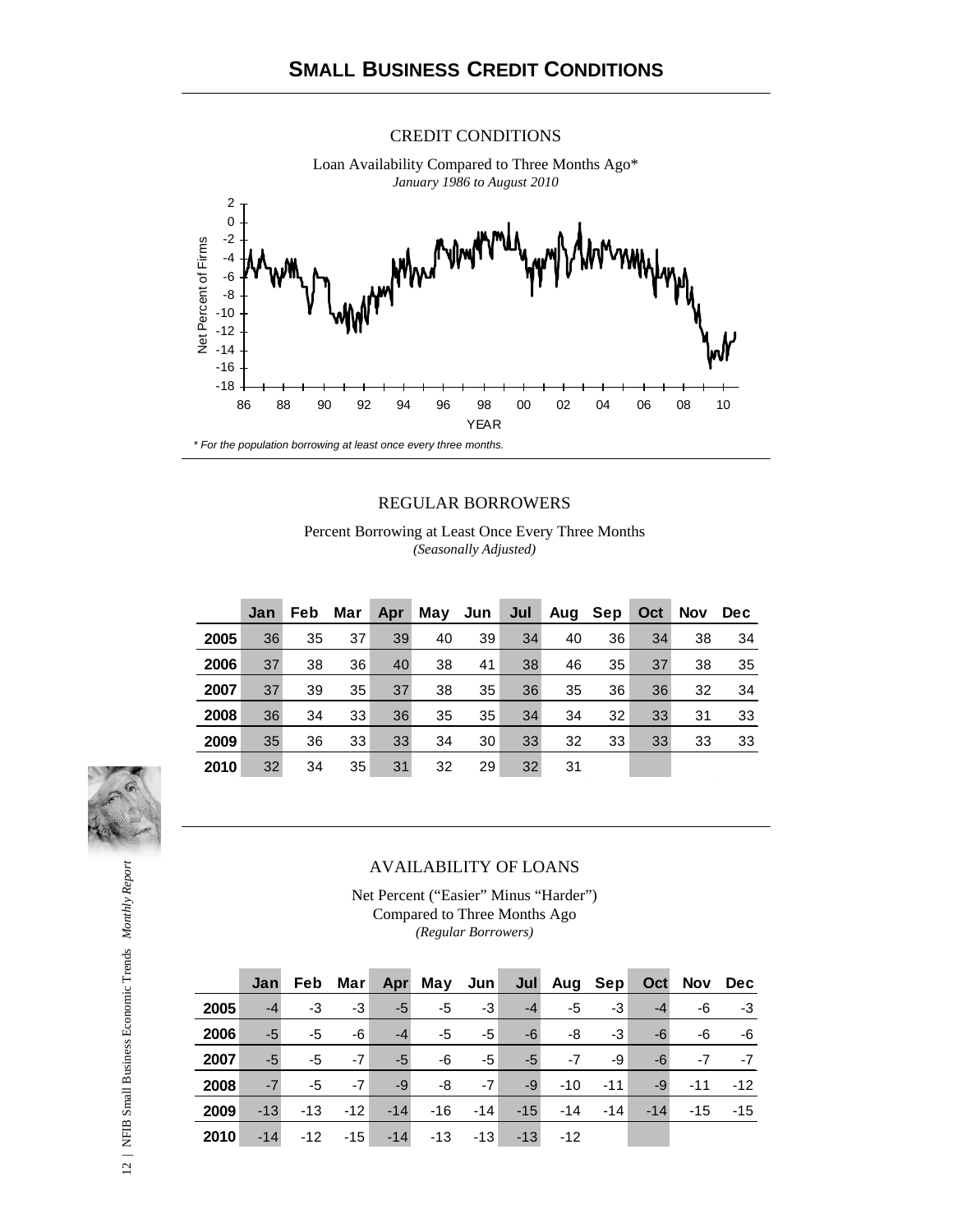# SMALL BUSINESS CREDIT CONDITIONS

## CREDIT CONDITIONS

Loan Availability Compared to Three Months Ago*

*January 1986 to August 2010*

*\* For the population borrowing at least once every three months.*

## REGULAR BORROWERS

Percent Borrowing at Least Once Every Three Months

*(Seasonally Adjusted)*

| | Jan | Feb | Mar | Apr | May | Jun | Jul | Aug | Sep | Oct | Nov | Dec |
|---|---|---|---|---|---|---|---|---|---|---|---|---|
| **2005** | 36 | 35 | 37 | 39 | 40 | 39 | 34 | 40 | 36 | 34 | 38 | 34 |
| **2006** | 37 | 38 | 36 | 40 | 38 | 41 | 38 | 46 | 35 | 37 | 38 | 35 |
| **2007** | 37 | 39 | 35 | 37 | 38 | 35 | 36 | 35 | 36 | 36 | 32 | 34 |
| **2008** | 36 | 34 | 33 | 36 | 35 | 35 | 34 | 34 | 32 | 33 | 31 | 33 |
| **2009** | 35 | 36 | 33 | 33 | 34 | 30 | 33 | 32 | 33 | 33 | 33 | 33 |
| **2010** | 32 | 34 | 35 | 31 | 32 | 29 | 32 | 31 | | | | |

## AVAILABILITY OF LOANS

Net Percent ("Easier" Minus "Harder")

Compared to Three Months Ago

*(Regular Borrowers)*

| | Jan | Feb | Mar | Apr | May | Jun | Jul | Aug | Sep | Oct | Nov | Dec |
|---|---|---|---|---|---|---|---|---|---|---|---|---|
| **2005** | -4 | -3 | -3 | -5 | -5 | -3 | -4 | -5 | -3 | -4 | -6 | -3 |
| **2006** | -5 | -5 | -6 | -4 | -5 | -5 | -6 | -8 | -3 | -6 | -6 | -6 |
| **2007** | -5 | -5 | -7 | -5 | -6 | -5 | -5 | -7 | -9 | -6 | -7 | -7 |
| **2008** | -7 | -5 | -7 | -9 | -8 | -7 | -9 | -10 | -11 | -9 | -11 | -12 |
| **2009** | -13 | -13 | -12 | -14 | -16 | -14 | -15 | -14 | -14 | -14 | -15 | -15 |
| **2010** | -14 | -12 | -15 | -14 | -13 | -13 | -13 | -12 | | | | |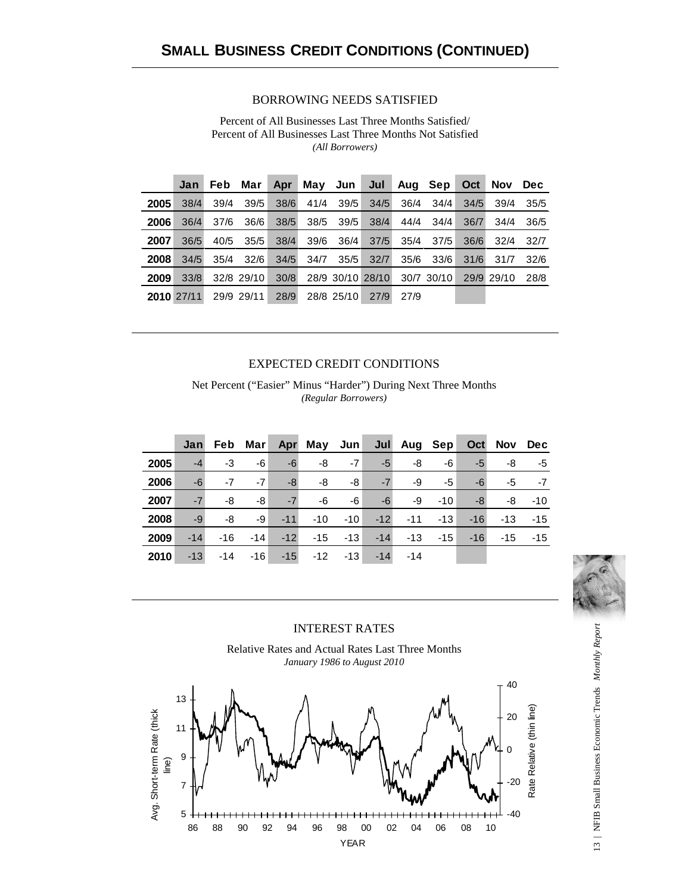# SMALL BUSINESS CREDIT CONDITIONS (CONTINUED)

## BORROWING NEEDS SATISFIED

Percent of All Businesses Last Three Months Satisfied/
Percent of All Businesses Last Three Months Not Satisfied
*(All Borrowers)*

| | Jan | Feb | Mar | Apr | May | Jun | Jul | Aug | Sep | Oct | Nov | Dec |
|---|---|---|---|---|---|---|---|---|---|---|---|---|
| 2005 | 38/4 | 39/4 | 39/5 | 38/6 | 41/4 | 39/5 | 34/5 | 36/4 | 34/4 | 34/5 | 39/4 | 35/5 |
| 2006 | 36/4 | 37/6 | 36/6 | 38/5 | 38/5 | 39/5 | 38/4 | 44/4 | 34/4 | 36/7 | 34/4 | 36/5 |
| 2007 | 36/5 | 40/5 | 35/5 | 38/4 | 39/6 | 36/4 | 37/5 | 35/4 | 37/5 | 36/6 | 32/4 | 32/7 |
| 2008 | 34/5 | 35/4 | 32/6 | 34/5 | 34/7 | 35/5 | 32/7 | 35/6 | 33/6 | 31/6 | 31/7 | 32/6 |
| 2009 | 33/8 | 32/8 | 29/10 | 30/8 | 28/9 | 30/10 | 28/10 | 30/7 | 30/10 | 29/9 | 29/10 | 28/8 |
| 2010 | 27/11 | 29/9 | 29/11 | 28/9 | 28/8 | 25/10 | 27/9 | 27/9 | | | | |

## EXPECTED CREDIT CONDITIONS

Net Percent ("Easier" Minus "Harder") During Next Three Months
*(Regular Borrowers)*

| | Jan | Feb | Mar | Apr | May | Jun | Jul | Aug | Sep | Oct | Nov | Dec |
|---|---|---|---|---|---|---|---|---|---|---|---|---|
| 2005 | -4 | -3 | -6 | -6 | -8 | -7 | -5 | -8 | -6 | -5 | -8 | -5 |
| 2006 | -6 | -7 | -7 | -8 | -8 | -8 | -7 | -9 | -5 | -6 | -5 | -7 |
| 2007 | -7 | -8 | -8 | -7 | -6 | -6 | -6 | -9 | -10 | -8 | -8 | -10 |
| 2008 | -9 | -8 | -9 | -11 | -10 | -10 | -12 | -11 | -13 | -16 | -13 | -15 |
| 2009 | -14 | -16 | -14 | -12 | -15 | -13 | -14 | -13 | -15 | -16 | -15 | -15 |
| 2010 | -13 | -14 | -16 | -15 | -12 | -13 | -14 | -14 | | | | |

## INTEREST RATES

Relative Rates and Actual Rates Last Three Months
*January 1986 to August 2010*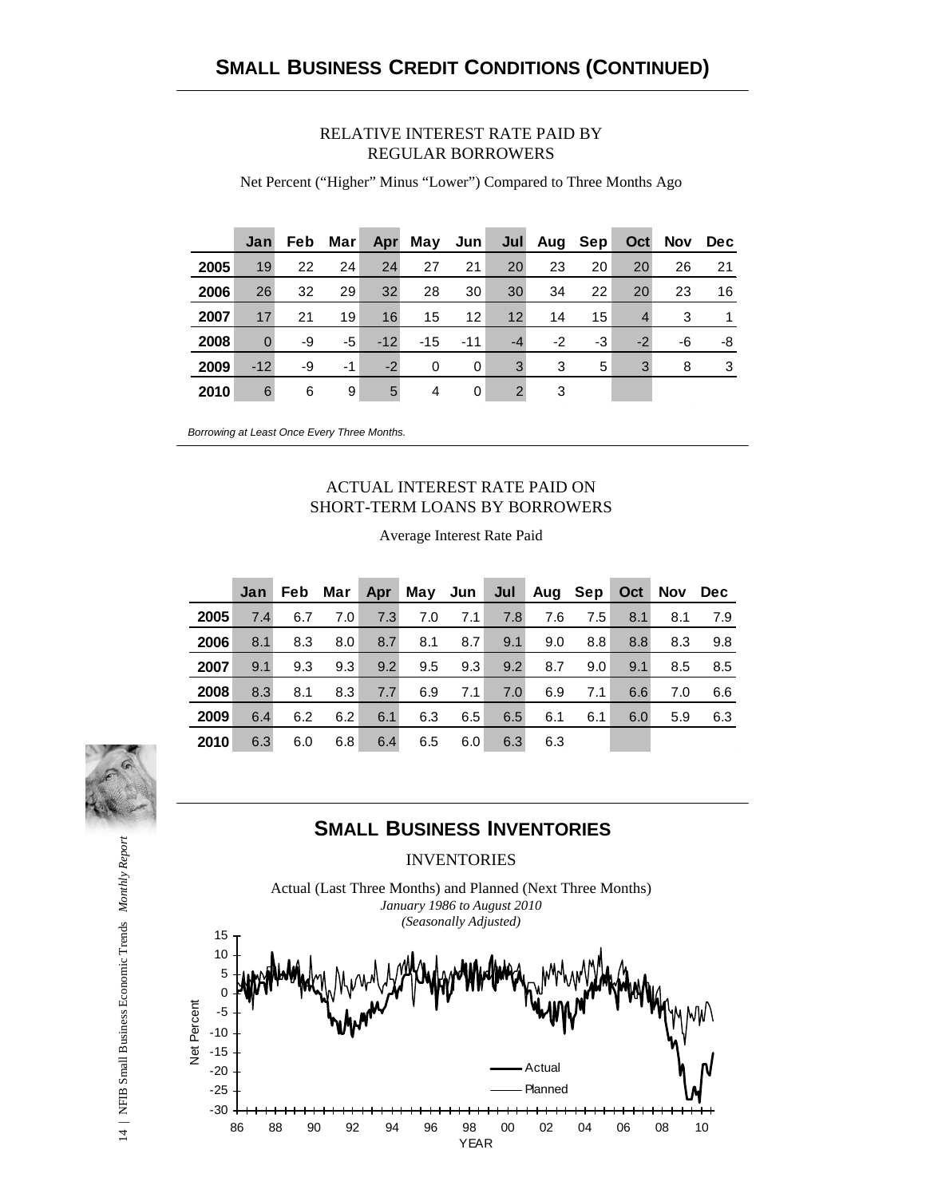## SMALL BUSINESS CREDIT CONDITIONS (CONTINUED)

RELATIVE INTEREST RATE PAID BY REGULAR BORROWERS

Net Percent ("Higher" Minus "Lower") Compared to Three Months Ago

| | Jan | Feb | Mar | Apr | May | Jun | Jul | Aug | Sep | Oct | Nov | Dec |
|---|---|---|---|---|---|---|---|---|---|---|---|---|
| 2005 | 19 | 22 | 24 | 24 | 27 | 21 | 20 | 23 | 20 | 20 | 26 | 21 |
| 2006 | 26 | 32 | 29 | 32 | 28 | 30 | 30 | 34 | 22 | 20 | 23 | 16 |
| 2007 | 17 | 21 | 19 | 16 | 15 | 12 | 12 | 14 | 15 | 4 | 3 | 1 |
| 2008 | 0 | -9 | -5 | -12 | -15 | -11 | -4 | -2 | -3 | -2 | -6 | -8 |
| 2009 | -12 | -9 | -1 | -2 | 0 | 0 | 3 | 3 | 5 | 3 | 8 | 3 |
| 2010 | 6 | 6 | 9 | 5 | 4 | 0 | 2 | 3 | | | | |

*Borrowing at Least Once Every Three Months.*

ACTUAL INTEREST RATE PAID ON SHORT-TERM LOANS BY BORROWERS

Average Interest Rate Paid

| | Jan | Feb | Mar | Apr | May | Jun | Jul | Aug | Sep | Oct | Nov | Dec |
|---|---|---|---|---|---|---|---|---|---|---|---|---|
| 2005 | 7.4 | 6.7 | 7.0 | 7.3 | 7.0 | 7.1 | 7.8 | 7.6 | 7.5 | 8.1 | 8.1 | 7.9 |
| 2006 | 8.1 | 8.3 | 8.0 | 8.7 | 8.1 | 8.7 | 9.1 | 9.0 | 8.8 | 8.8 | 8.3 | 9.8 |
| 2007 | 9.1 | 9.3 | 9.3 | 9.2 | 9.5 | 9.3 | 9.2 | 8.7 | 9.0 | 9.1 | 8.5 | 8.5 |
| 2008 | 8.3 | 8.1 | 8.3 | 7.7 | 6.9 | 7.1 | 7.0 | 6.9 | 7.1 | 6.6 | 7.0 | 6.6 |
| 2009 | 6.4 | 6.2 | 6.2 | 6.1 | 6.3 | 6.5 | 6.5 | 6.1 | 6.1 | 6.0 | 5.9 | 6.3 |
| 2010 | 6.3 | 6.0 | 6.8 | 6.4 | 6.5 | 6.0 | 6.3 | 6.3 | | | | |

## SMALL BUSINESS INVENTORIES

INVENTORIES

Actual (Last Three Months) and Planned (Next Three Months)
*January 1986 to August 2010*
*(Seasonally Adjusted)*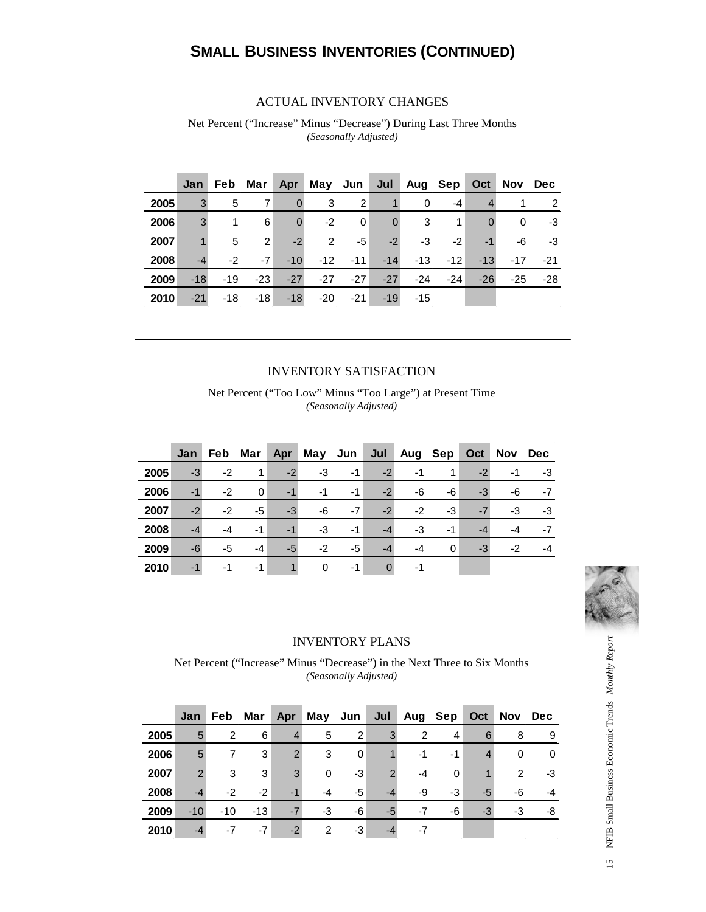# SMALL BUSINESS INVENTORIES (CONTINUED)

## ACTUAL INVENTORY CHANGES

Net Percent ("Increase" Minus "Decrease") During Last Three Months
*(Seasonally Adjusted)*

| | Jan | Feb | Mar | Apr | May | Jun | Jul | Aug | Sep | Oct | Nov | Dec |
|---|---|---|---|---|---|---|---|---|---|---|---|---|
| **2005** | 3 | 5 | 7 | 0 | 3 | 2 | 1 | 0 | -4 | 4 | 1 | 2 |
| **2006** | 3 | 1 | 6 | 0 | -2 | 0 | 0 | 3 | 1 | 0 | 0 | -3 |
| **2007** | 1 | 5 | 2 | -2 | 2 | -5 | -2 | -3 | -2 | -1 | -6 | -3 |
| **2008** | -4 | -2 | -7 | -10 | -12 | -11 | -14 | -13 | -12 | -13 | -17 | -21 |
| **2009** | -18 | -19 | -23 | -27 | -27 | -27 | -27 | -24 | -24 | -26 | -25 | -28 |
| **2010** | -21 | -18 | -18 | -18 | -20 | -21 | -19 | -15 | | | | |

## INVENTORY SATISFACTION

Net Percent ("Too Low" Minus "Too Large") at Present Time
*(Seasonally Adjusted)*

| | Jan | Feb | Mar | Apr | May | Jun | Jul | Aug | Sep | Oct | Nov | Dec |
|---|---|---|---|---|---|---|---|---|---|---|---|---|
| **2005** | -3 | -2 | 1 | -2 | -3 | -1 | -2 | -1 | 1 | -2 | -1 | -3 |
| **2006** | -1 | -2 | 0 | -1 | -1 | -1 | -2 | -6 | -6 | -3 | -6 | -7 |
| **2007** | -2 | -2 | -5 | -3 | -6 | -7 | -2 | -2 | -3 | -7 | -3 | -3 |
| **2008** | -4 | -4 | -1 | -1 | -3 | -1 | -4 | -3 | -1 | -4 | -4 | -7 |
| **2009** | -6 | -5 | -4 | -5 | -2 | -5 | -4 | -4 | 0 | -3 | -2 | -4 |
| **2010** | -1 | -1 | -1 | 1 | 0 | -1 | 0 | -1 | | | | |

## INVENTORY PLANS

Net Percent ("Increase" Minus "Decrease") in the Next Three to Six Months
*(Seasonally Adjusted)*

| | Jan | Feb | Mar | Apr | May | Jun | Jul | Aug | Sep | Oct | Nov | Dec |
|---|---|---|---|---|---|---|---|---|---|---|---|---|
| **2005** | 5 | 2 | 6 | 4 | 5 | 2 | 3 | 2 | 4 | 6 | 8 | 9 |
| **2006** | 5 | 7 | 3 | 2 | 3 | 0 | 1 | -1 | -1 | 4 | 0 | 0 |
| **2007** | 2 | 3 | 3 | 3 | 0 | -3 | 2 | -4 | 0 | 1 | 2 | -3 |
| **2008** | -4 | -2 | -2 | -1 | -4 | -5 | -4 | -9 | -3 | -5 | -6 | -4 |
| **2009** | -10 | -10 | -13 | -7 | -3 | -6 | -5 | -7 | -6 | -3 | -3 | -8 |
| **2010** | -4 | -7 | -7 | -2 | 2 | -3 | -4 | -7 | | | | |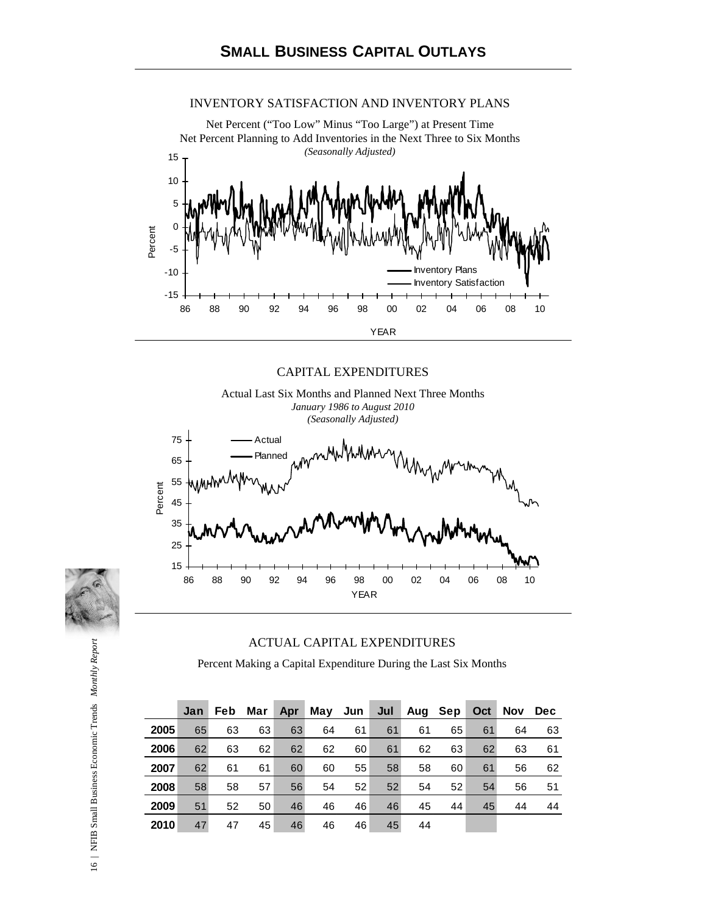# SMALL BUSINESS CAPITAL OUTLAYS

INVENTORY SATISFACTION AND INVENTORY PLANS

Net Percent ("Too Low" Minus "Too Large") at Present Time
Net Percent Planning to Add Inventories in the Next Three to Six Months
*(Seasonally Adjusted)*

CAPITAL EXPENDITURES

Actual Last Six Months and Planned Next Three Months
*January 1986 to August 2010*
*(Seasonally Adjusted)*

ACTUAL CAPITAL EXPENDITURES

Percent Making a Capital Expenditure During the Last Six Months

| | Jan | Feb | Mar | Apr | May | Jun | Jul | Aug | Sep | Oct | Nov | Dec |
|---|---|---|---|---|---|---|---|---|---|---|---|---|
| **2005** | 65 | 63 | 63 | 63 | 64 | 61 | 61 | 61 | 65 | 61 | 64 | 63 |
| **2006** | 62 | 63 | 62 | 62 | 62 | 60 | 61 | 62 | 63 | 62 | 63 | 61 |
| **2007** | 62 | 61 | 61 | 60 | 60 | 55 | 58 | 58 | 60 | 61 | 56 | 62 |
| **2008** | 58 | 58 | 57 | 56 | 54 | 52 | 52 | 54 | 52 | 54 | 56 | 51 |
| **2009** | 51 | 52 | 50 | 46 | 46 | 46 | 46 | 45 | 44 | 45 | 44 | 44 |
| **2010** | 47 | 47 | 45 | 46 | 46 | 46 | 45 | 44 | | | | |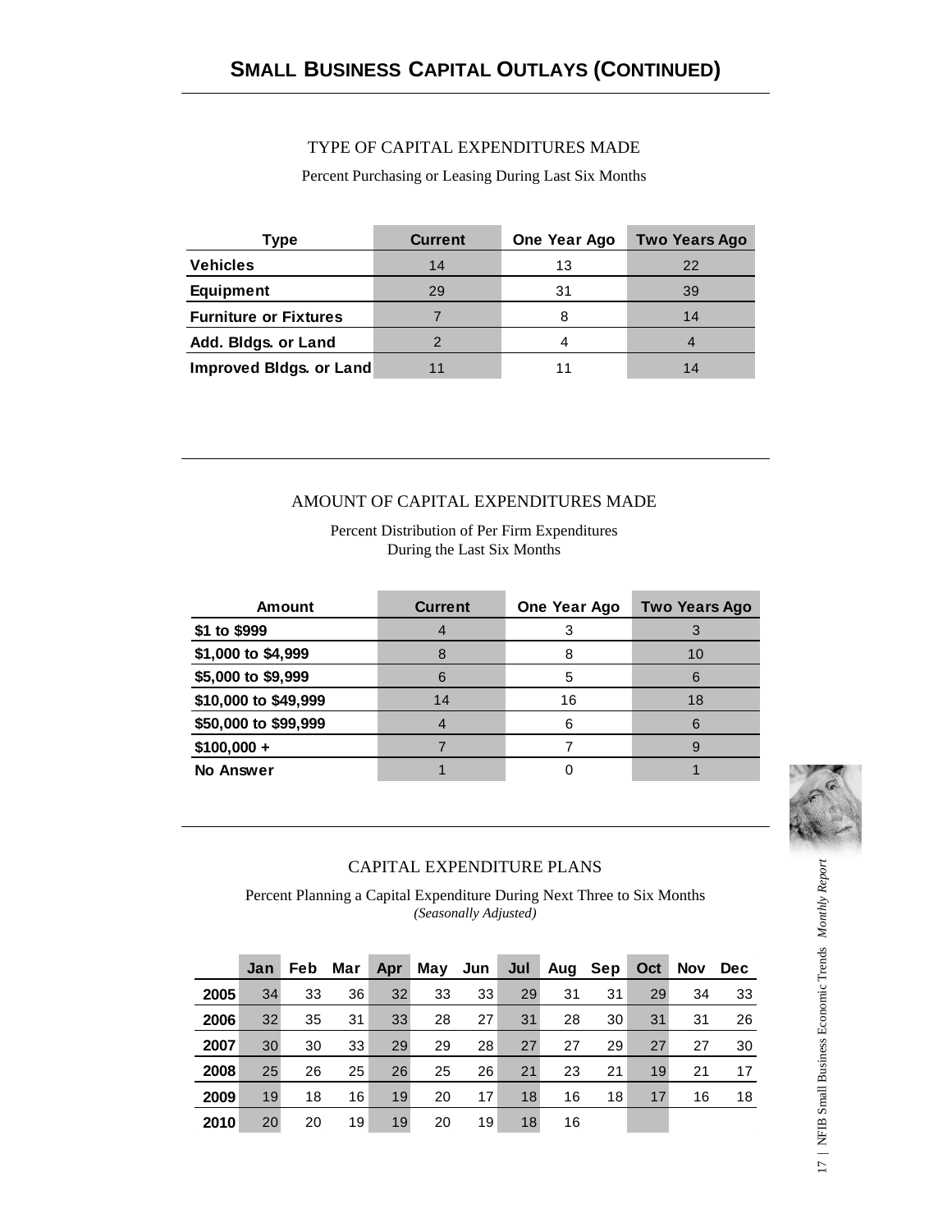# SMALL BUSINESS CAPITAL OUTLAYS (CONTINUED)

## TYPE OF CAPITAL EXPENDITURES MADE

Percent Purchasing or Leasing During Last Six Months

| Type | Current | One Year Ago | Two Years Ago |
|---|---|---|---|
| **Vehicles** | 14 | 13 | 22 |
| **Equipment** | 29 | 31 | 39 |
| **Furniture or Fixtures** | 7 | 8 | 14 |
| **Add. Bldgs. or Land** | 2 | 4 | 4 |
| **Improved Bldgs. or Land** | 11 | 11 | 14 |

## AMOUNT OF CAPITAL EXPENDITURES MADE

Percent Distribution of Per Firm Expenditures
During the Last Six Months

| Amount | Current | One Year Ago | Two Years Ago |
|---|---|---|---|
| **$1 to $999** | 4 | 3 | 3 |
| **$1,000 to $4,999** | 8 | 8 | 10 |
| **$5,000 to $9,999** | 6 | 5 | 6 |
| **$10,000 to $49,999** | 14 | 16 | 18 |
| **$50,000 to $99,999** | 4 | 6 | 6 |
| **$100,000 +** | 7 | 7 | 9 |
| **No Answer** | 1 | 0 | 1 |

## CAPITAL EXPENDITURE PLANS

Percent Planning a Capital Expenditure During Next Three to Six Months
*(Seasonally Adjusted)*

| | Jan | Feb | Mar | Apr | May | Jun | Jul | Aug | Sep | Oct | Nov | Dec |
|---|---|---|---|---|---|---|---|---|---|---|---|---|
| **2005** | 34 | 33 | 36 | 32 | 33 | 33 | 29 | 31 | 31 | 29 | 34 | 33 |
| **2006** | 32 | 35 | 31 | 33 | 28 | 27 | 31 | 28 | 30 | 31 | 31 | 26 |
| **2007** | 30 | 30 | 33 | 29 | 29 | 28 | 27 | 27 | 29 | 27 | 27 | 30 |
| **2008** | 25 | 26 | 25 | 26 | 25 | 26 | 21 | 23 | 21 | 19 | 21 | 17 |
| **2009** | 19 | 18 | 16 | 19 | 20 | 17 | 18 | 16 | 18 | 17 | 16 | 18 |
| **2010** | 20 | 20 | 19 | 19 | 20 | 19 | 18 | 16 | | | | |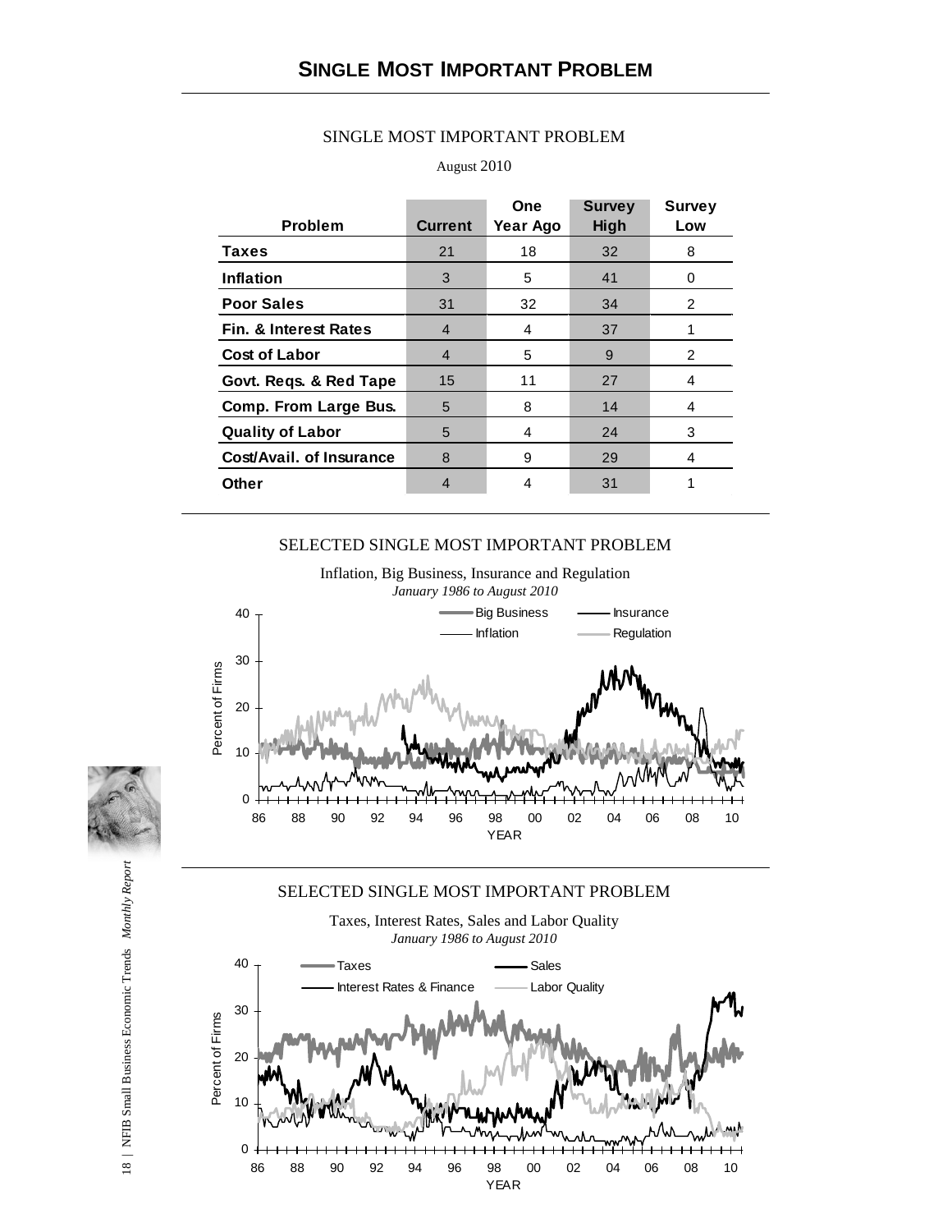# SINGLE MOST IMPORTANT PROBLEM

SINGLE MOST IMPORTANT PROBLEM

August 2010

| Problem | Current | One Year Ago | Survey High | Survey Low |
|---|---|---|---|---|
| **Taxes** | 21 | 18 | 32 | 8 |
| **Inflation** | 3 | 5 | 41 | 0 |
| **Poor Sales** | 31 | 32 | 34 | 2 |
| **Fin. & Interest Rates** | 4 | 4 | 37 | 1 |
| **Cost of Labor** | 4 | 5 | 9 | 2 |
| **Govt. Reqs. & Red Tape** | 15 | 11 | 27 | 4 |
| **Comp. From Large Bus.** | 5 | 8 | 14 | 4 |
| **Quality of Labor** | 5 | 4 | 24 | 3 |
| **Cost/Avail. of Insurance** | 8 | 9 | 29 | 4 |
| **Other** | 4 | 4 | 31 | 1 |

SELECTED SINGLE MOST IMPORTANT PROBLEM

Inflation, Big Business, Insurance and Regulation

*January 1986 to August 2010*

SELECTED SINGLE MOST IMPORTANT PROBLEM

Taxes, Interest Rates, Sales and Labor Quality

*January 1986 to August 2010*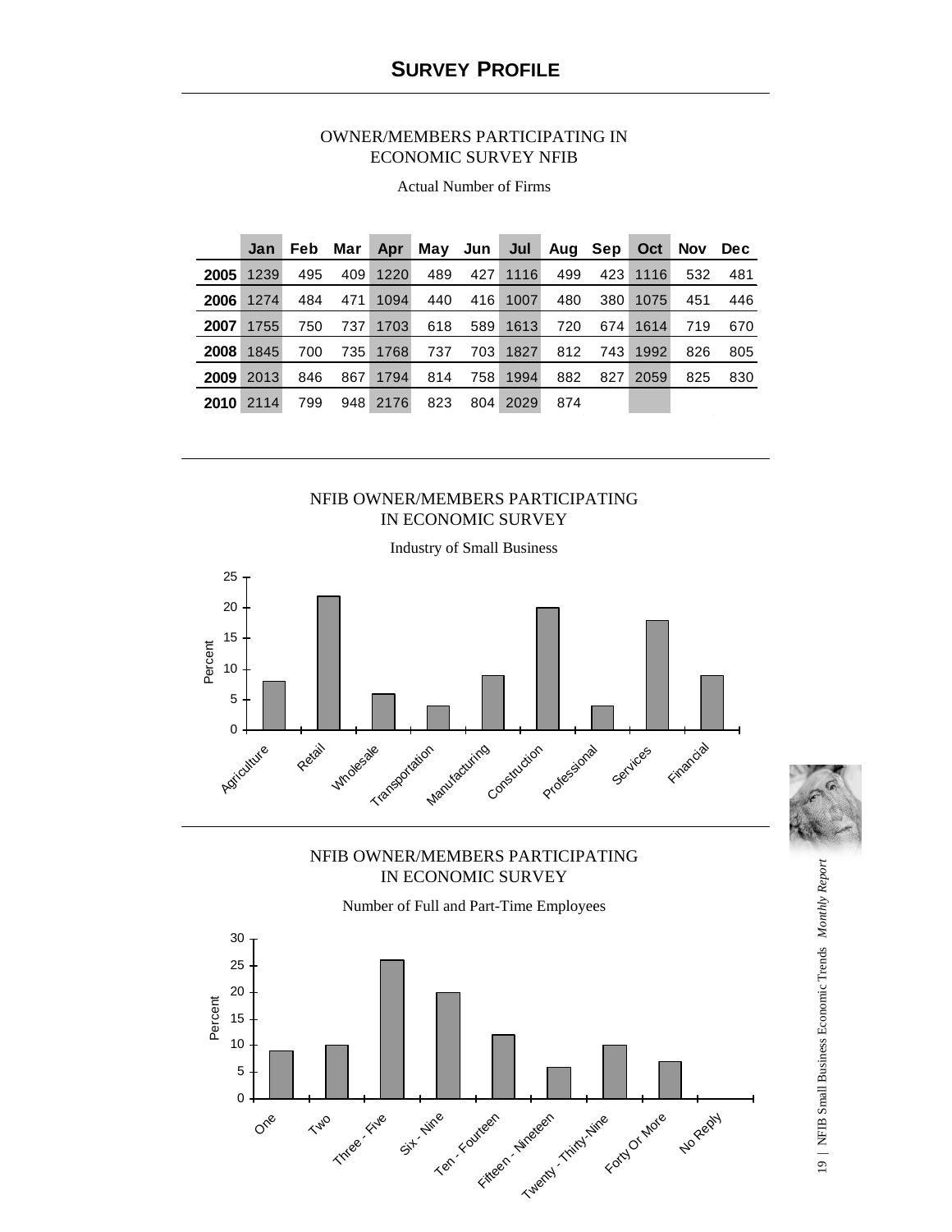## SURVEY PROFILE

OWNER/MEMBERS PARTICIPATING IN ECONOMIC SURVEY NFIB

Actual Number of Firms

| | Jan | Feb | Mar | Apr | May | Jun | Jul | Aug | Sep | Oct | Nov | Dec |
|---|---|---|---|---|---|---|---|---|---|---|---|---|
| **2005** | 1239 | 495 | 409 | 1220 | 489 | 427 | 1116 | 499 | 423 | 1116 | 532 | 481 |
| **2006** | 1274 | 484 | 471 | 1094 | 440 | 416 | 1007 | 480 | 380 | 1075 | 451 | 446 |
| **2007** | 1755 | 750 | 737 | 1703 | 618 | 589 | 1613 | 720 | 674 | 1614 | 719 | 670 |
| **2008** | 1845 | 700 | 735 | 1768 | 737 | 703 | 1827 | 812 | 743 | 1992 | 826 | 805 |
| **2009** | 2013 | 846 | 867 | 1794 | 814 | 758 | 1994 | 882 | 827 | 2059 | 825 | 830 |
| **2010** | 2114 | 799 | 948 | 2176 | 823 | 804 | 2029 | 874 | | | | |

NFIB OWNER/MEMBERS PARTICIPATING IN ECONOMIC SURVEY

Industry of Small Business

| Industry | Percent |
|---|---|
| Agriculture | 8 |
| Retail | 22 |
| Wholesale | 6 |
| Transportation | 4 |
| Manufacturing | 9 |
| Construction | 20 |
| Professional | 4 |
| Services | 18 |
| Financial | 9 |

NFIB OWNER/MEMBERS PARTICIPATING IN ECONOMIC SURVEY

Number of Full and Part-Time Employees

| Employees | Percent |
|---|---|
| One | 9 |
| Two | 10 |
| Three - Five | 26 |
| Six - Nine | 20 |
| Ten - Fourteen | 12 |
| Fifteen - Nineteen | 6 |
| Twenty - Thirty-Nine | 10 |
| Forty Or More | 7 |
| No Reply | 0 |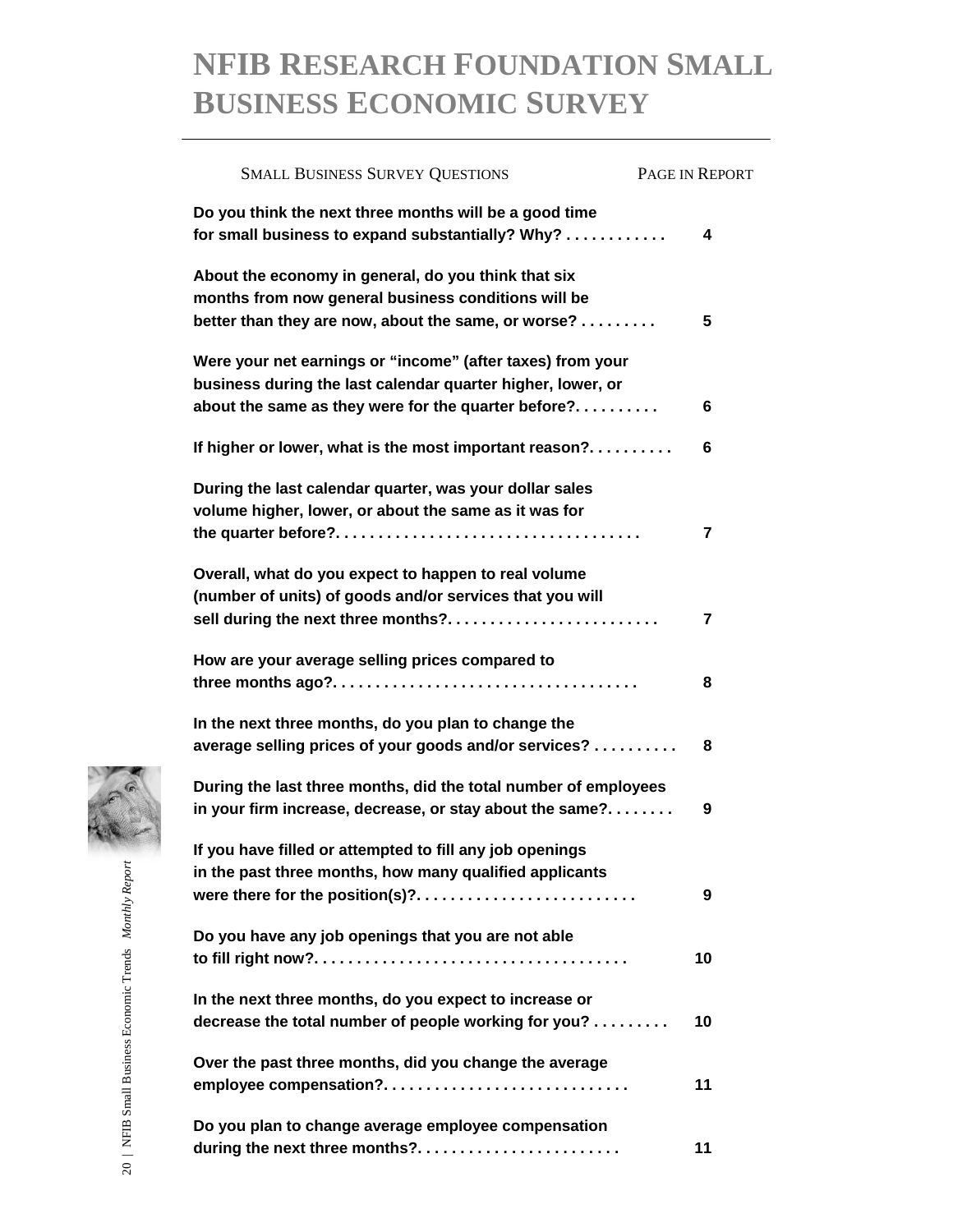# NFIB Research Foundation Small Business Economic Survey

| Small Business Survey Questions | Page in Report |
|---|---|
| **Do you think the next three months will be a good time for small business to expand substantially? Why?** | **4** |
| **About the economy in general, do you think that six months from now general business conditions will be better than they are now, about the same, or worse?** | **5** |
| **Were your net earnings or "income" (after taxes) from your business during the last calendar quarter higher, lower, or about the same as they were for the quarter before?** | **6** |
| **If higher or lower, what is the most important reason?** | **6** |
| **During the last calendar quarter, was your dollar sales volume higher, lower, or about the same as it was for the quarter before?** | **7** |
| **Overall, what do you expect to happen to real volume (number of units) of goods and/or services that you will sell during the next three months?** | **7** |
| **How are your average selling prices compared to three months ago?** | **8** |
| **In the next three months, do you plan to change the average selling prices of your goods and/or services?** | **8** |
| **During the last three months, did the total number of employees in your firm increase, decrease, or stay about the same?** | **9** |
| **If you have filled or attempted to fill any job openings in the past three months, how many qualified applicants were there for the position(s)?** | **9** |
| **Do you have any job openings that you are not able to fill right now?** | **10** |
| **In the next three months, do you expect to increase or decrease the total number of people working for you?** | **10** |
| **Over the past three months, did you change the average employee compensation?** | **11** |
| **Do you plan to change average employee compensation during the next three months?** | **11** |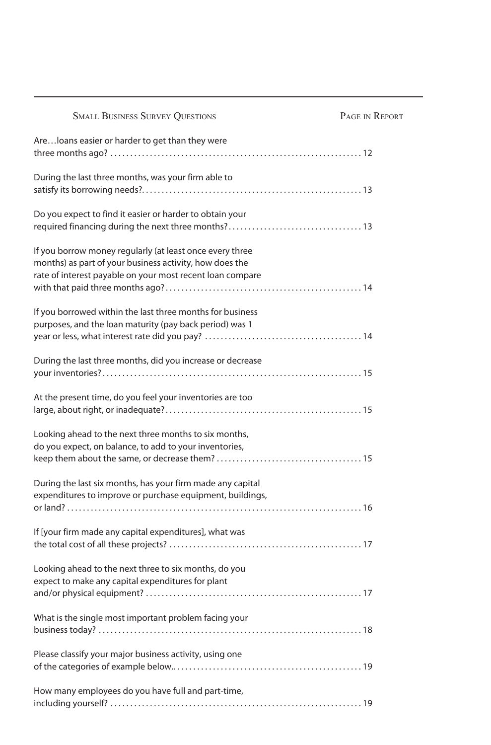| Small Business Survey Questions | Page in Report |
| --- | --- |
| Are…loans easier or harder to get than they were three months ago? | 12 |
| During the last three months, was your firm able to satisfy its borrowing needs? | 13 |
| Do you expect to find it easier or harder to obtain your required financing during the next three months? | 13 |
| If you borrow money regularly (at least once every three months) as part of your business activity, how does the rate of interest payable on your most recent loan compare with that paid three months ago? | 14 |
| If you borrowed within the last three months for business purposes, and the loan maturity (pay back period) was 1 year or less, what interest rate did you pay? | 14 |
| During the last three months, did you increase or decrease your inventories? | 15 |
| At the present time, do you feel your inventories are too large, about right, or inadequate? | 15 |
| Looking ahead to the next three months to six months, do you expect, on balance, to add to your inventories, keep them about the same, or decrease them? | 15 |
| During the last six months, has your firm made any capital expenditures to improve or purchase equipment, buildings, or land? | 16 |
| If [your firm made any capital expenditures], what was the total cost of all these projects? | 17 |
| Looking ahead to the next three to six months, do you expect to make any capital expenditures for plant and/or physical equipment? | 17 |
| What is the single most important problem facing your business today? | 18 |
| Please classify your major business activity, using one of the categories of example below. | 19 |
| How many employees do you have full and part-time, including yourself? | 19 |